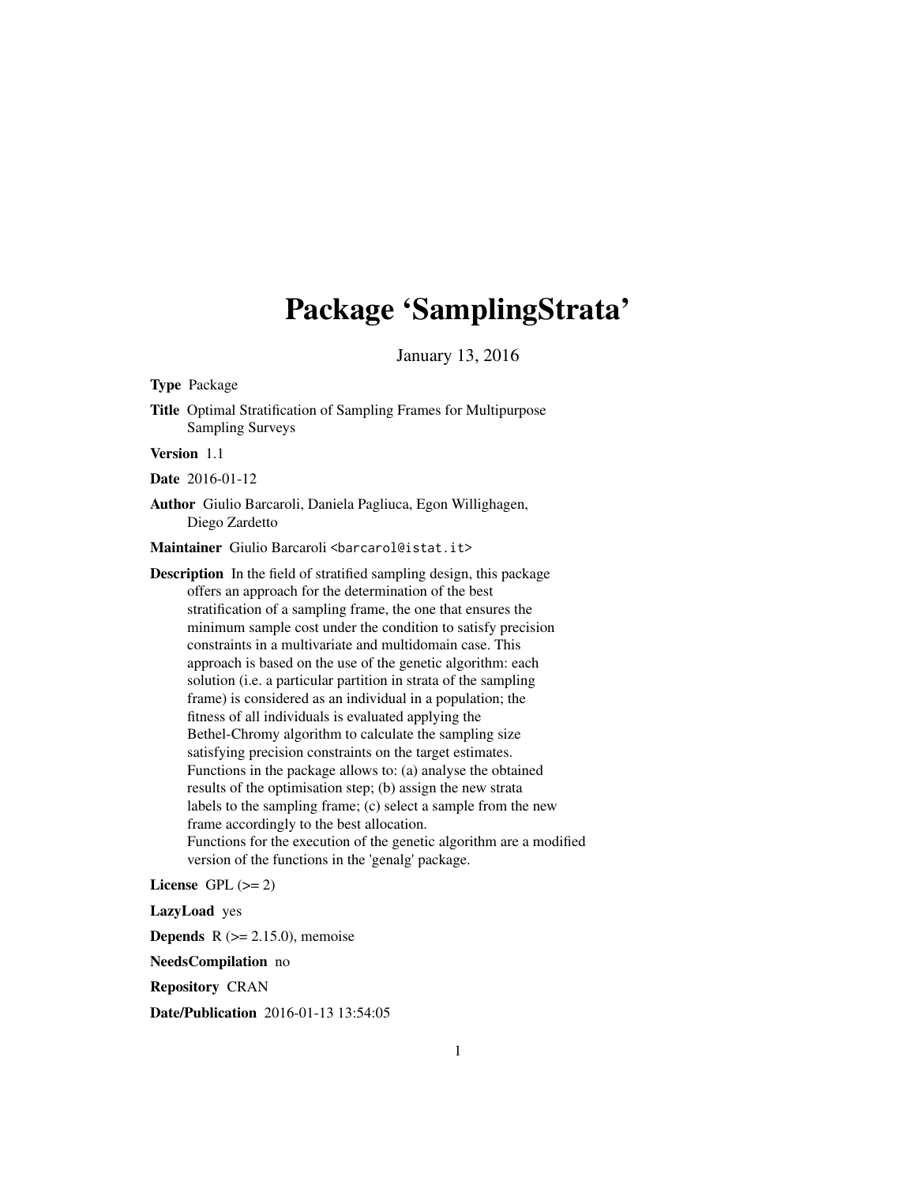# Package 'SamplingStrata'

January 13, 2016

**Type** Package

**Title** Optimal Stratification of Sampling Frames for Multipurpose Sampling Surveys

**Version** 1.1

**Date** 2016-01-12

**Author** Giulio Barcaroli, Daniela Pagliuca, Egon Willighagen, Diego Zardetto

**Maintainer** Giulio Barcaroli <barcarol@istat.it>

**Description** In the field of stratified sampling design, this package offers an approach for the determination of the best stratification of a sampling frame, the one that ensures the minimum sample cost under the condition to satisfy precision constraints in a multivariate and multidomain case. This approach is based on the use of the genetic algorithm: each solution (i.e. a particular partition in strata of the sampling frame) is considered as an individual in a population; the fitness of all individuals is evaluated applying the Bethel-Chromy algorithm to calculate the sampling size satisfying precision constraints on the target estimates. Functions in the package allows to: (a) analyse the obtained results of the optimisation step; (b) assign the new strata labels to the sampling frame; (c) select a sample from the new frame accordingly to the best allocation.
Functions for the execution of the genetic algorithm are a modified version of the functions in the 'genalg' package.

**License** GPL (>= 2)

**LazyLoad** yes

**Depends** R (>= 2.15.0), memoise

**NeedsCompilation** no

**Repository** CRAN

**Date/Publication** 2016-01-13 13:54:05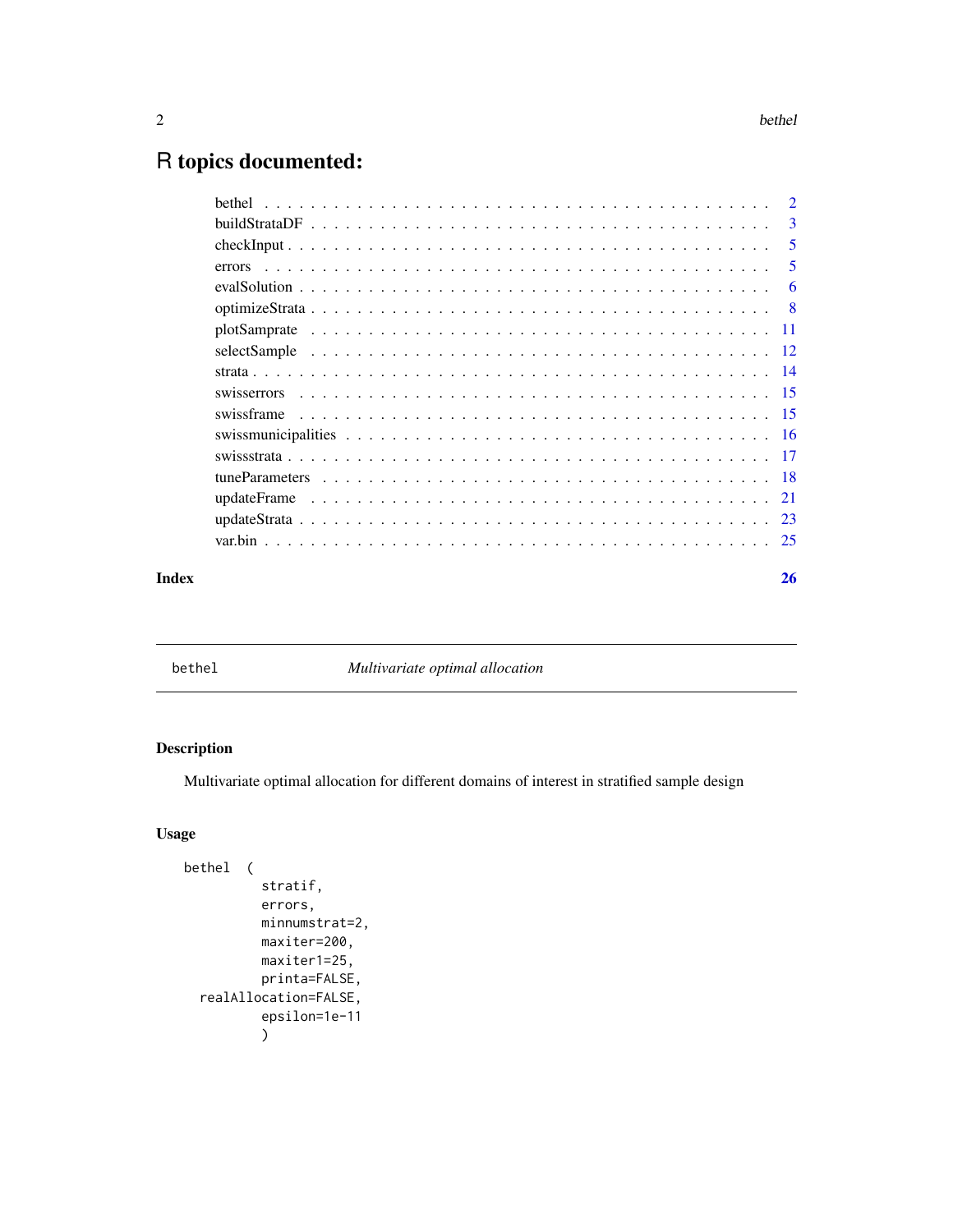# R topics documented:

| | |
|---|---|
| bethel | 2 |
| buildStrataDF | 3 |
| checkInput | 5 |
| errors | 5 |
| evalSolution | 6 |
| optimizeStrata | 8 |
| plotSamprate | 11 |
| selectSample | 12 |
| strata | 14 |
| swisserrors | 15 |
| swissframe | 15 |
| swissmunicipalities | 16 |
| swissstrata | 17 |
| tuneParameters | 18 |
| updateFrame | 21 |
| updateStrata | 23 |
| var.bin | 25 |
| **Index** | **26** |

---

## bethel — *Multivariate optimal allocation*

### Description

Multivariate optimal allocation for different domains of interest in stratified sample design

### Usage

```
bethel  (
          stratif,
          errors,
          minnumstrat=2,
          maxiter=200,
          maxiter1=25,
          printa=FALSE,
  realAllocation=FALSE,
          epsilon=1e-11
          )
```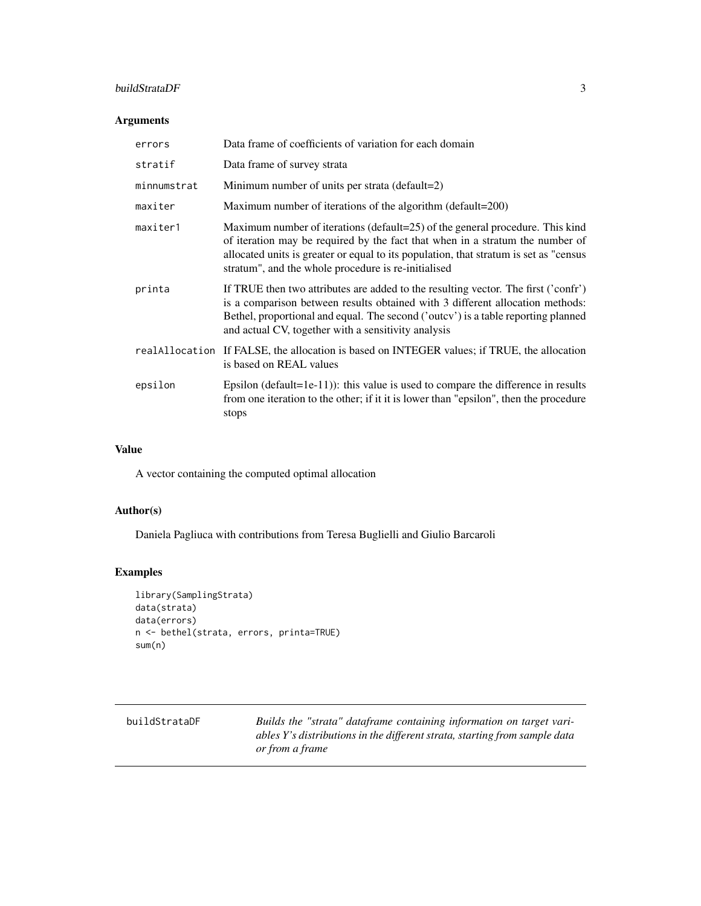### Arguments

| | |
|---|---|
| errors | Data frame of coefficients of variation for each domain |
| stratif | Data frame of survey strata |
| minnumstrat | Minimum number of units per strata (default=2) |
| maxiter | Maximum number of iterations of the algorithm (default=200) |
| maxiter1 | Maximum number of iterations (default=25) of the general procedure. This kind of iteration may be required by the fact that when in a stratum the number of allocated units is greater or equal to its population, that stratum is set as "census stratum", and the whole procedure is re-initialised |
| printa | If TRUE then two attributes are added to the resulting vector. The first ('confr') is a comparison between results obtained with 3 different allocation methods: Bethel, proportional and equal. The second ('outcv') is a table reporting planned and actual CV, together with a sensitivity analysis |
| realAllocation | If FALSE, the allocation is based on INTEGER values; if TRUE, the allocation is based on REAL values |
| epsilon | Epsilon (default=1e-11)): this value is used to compare the difference in results from one iteration to the other; if it it is lower than "epsilon", then the procedure stops |

### Value

A vector containing the computed optimal allocation

### Author(s)

Daniela Pagliuca with contributions from Teresa Buglielli and Giulio Barcaroli

### Examples

```
library(SamplingStrata)
data(strata)
data(errors)
n <- bethel(strata, errors, printa=TRUE)
sum(n)
```

---

## buildStrataDF

*Builds the "strata" dataframe containing information on target variables Y's distributions in the different strata, starting from sample data or from a frame*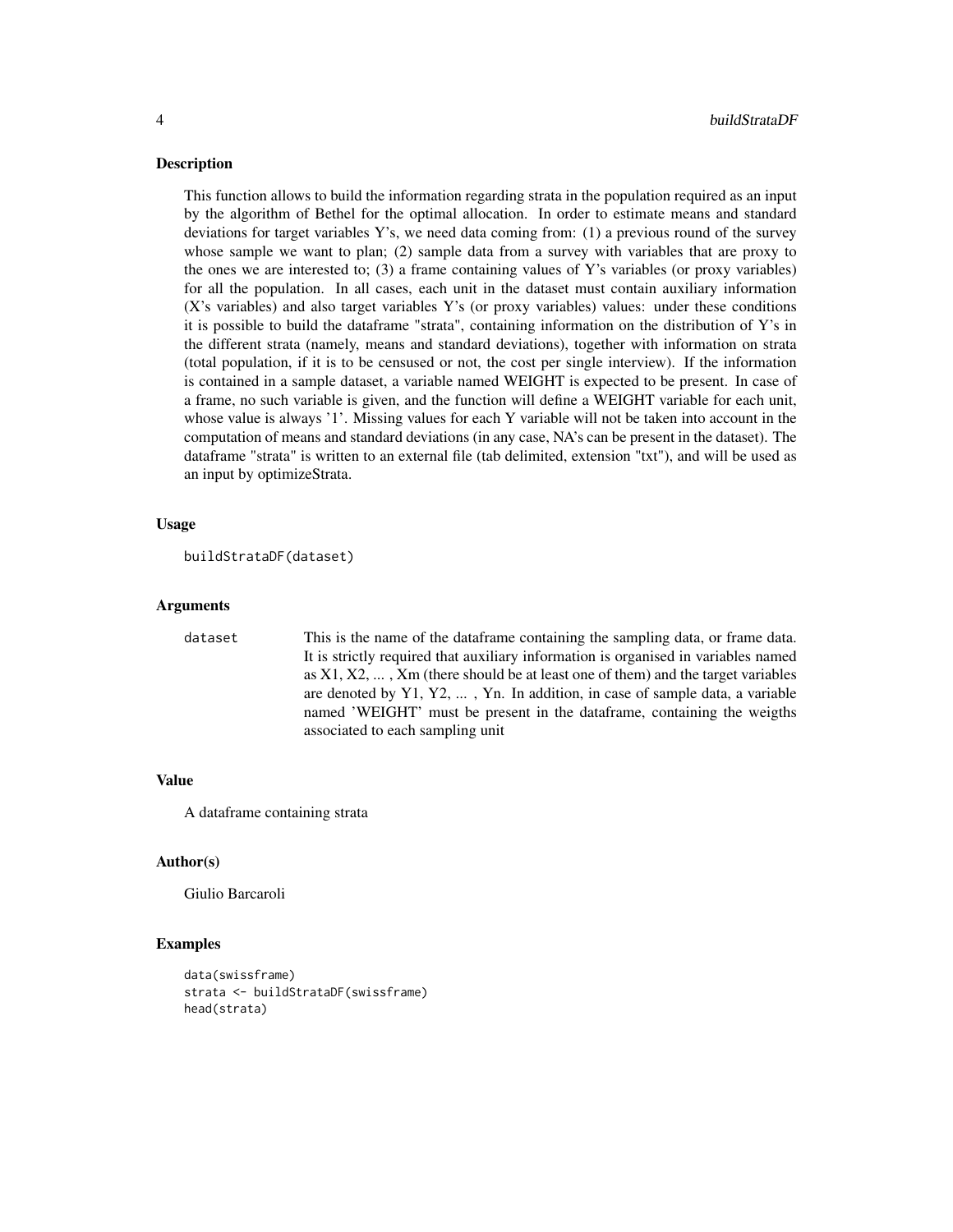## Description

This function allows to build the information regarding strata in the population required as an input by the algorithm of Bethel for the optimal allocation. In order to estimate means and standard deviations for target variables Y's, we need data coming from: (1) a previous round of the survey whose sample we want to plan; (2) sample data from a survey with variables that are proxy to the ones we are interested to; (3) a frame containing values of Y's variables (or proxy variables) for all the population. In all cases, each unit in the dataset must contain auxiliary information (X's variables) and also target variables Y's (or proxy variables) values: under these conditions it is possible to build the dataframe "strata", containing information on the distribution of Y's in the different strata (namely, means and standard deviations), together with information on strata (total population, if it is to be censused or not, the cost per single interview). If the information is contained in a sample dataset, a variable named WEIGHT is expected to be present. In case of a frame, no such variable is given, and the function will define a WEIGHT variable for each unit, whose value is always '1'. Missing values for each Y variable will not be taken into account in the computation of means and standard deviations (in any case, NA's can be present in the dataset). The dataframe "strata" is written to an external file (tab delimited, extension "txt"), and will be used as an input by optimizeStrata.

## Usage

```
buildStrataDF(dataset)
```

## Arguments

| | |
|---|---|
| dataset | This is the name of the dataframe containing the sampling data, or frame data. It is strictly required that auxiliary information is organised in variables named as X1, X2, ... , Xm (there should be at least one of them) and the target variables are denoted by Y1, Y2, ... , Yn. In addition, in case of sample data, a variable named 'WEIGHT' must be present in the dataframe, containing the weigths associated to each sampling unit |

## Value

A dataframe containing strata

## Author(s)

Giulio Barcaroli

## Examples

```
data(swissframe)
strata <- buildStrataDF(swissframe)
head(strata)
```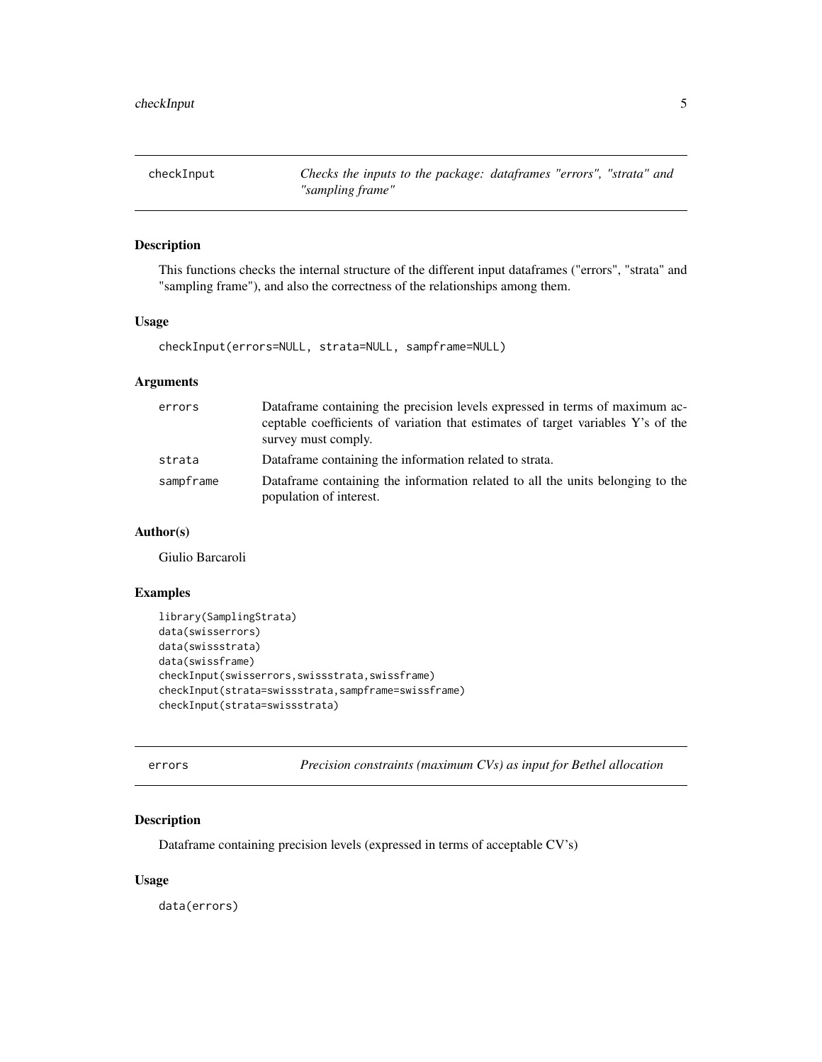## checkInput

*Checks the inputs to the package: dataframes "errors", "strata" and "sampling frame"*

### Description

This functions checks the internal structure of the different input dataframes ("errors", "strata" and "sampling frame"), and also the correctness of the relationships among them.

### Usage

```
checkInput(errors=NULL, strata=NULL, sampframe=NULL)
```

### Arguments

| | |
|---|---|
| errors | Dataframe containing the precision levels expressed in terms of maximum acceptable coefficients of variation that estimates of target variables Y's of the survey must comply. |
| strata | Dataframe containing the information related to strata. |
| sampframe | Dataframe containing the information related to all the units belonging to the population of interest. |

### Author(s)

Giulio Barcaroli

### Examples

```
library(SamplingStrata)
data(swisserrors)
data(swissstrata)
data(swissframe)
checkInput(swisserrors,swissstrata,swissframe)
checkInput(strata=swissstrata,sampframe=swissframe)
checkInput(strata=swissstrata)
```

## errors

*Precision constraints (maximum CVs) as input for Bethel allocation*

### Description

Dataframe containing precision levels (expressed in terms of acceptable CV's)

### Usage

```
data(errors)
```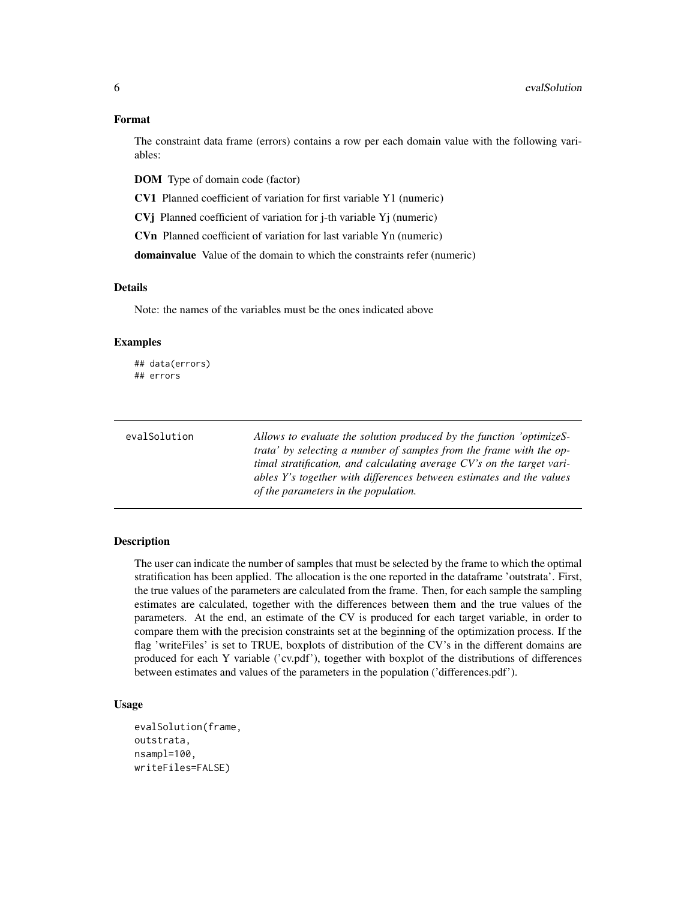### Format

The constraint data frame (errors) contains a row per each domain value with the following variables:

**DOM** Type of domain code (factor)

**CV1** Planned coefficient of variation for first variable Y1 (numeric)

**CVj** Planned coefficient of variation for j-th variable Yj (numeric)

**CVn** Planned coefficient of variation for last variable Yn (numeric)

**domainvalue** Value of the domain to which the constraints refer (numeric)

### Details

Note: the names of the variables must be the ones indicated above

### Examples

```
## data(errors)
## errors
```

---

## evalSolution

*Allows to evaluate the solution produced by the function 'optimizeStrata' by selecting a number of samples from the frame with the optimal stratification, and calculating average CV's on the target variables Y's together with differences between estimates and the values of the parameters in the population.*

---

### Description

The user can indicate the number of samples that must be selected by the frame to which the optimal stratification has been applied. The allocation is the one reported in the dataframe 'outstrata'. First, the true values of the parameters are calculated from the frame. Then, for each sample the sampling estimates are calculated, together with the differences between them and the true values of the parameters. At the end, an estimate of the CV is produced for each target variable, in order to compare them with the precision constraints set at the beginning of the optimization process. If the flag 'writeFiles' is set to TRUE, boxplots of distribution of the CV's in the different domains are produced for each Y variable ('cv.pdf'), together with boxplot of the distributions of differences between estimates and values of the parameters in the population ('differences.pdf').

### Usage

```
evalSolution(frame,
outstrata,
nsampl=100,
writeFiles=FALSE)
```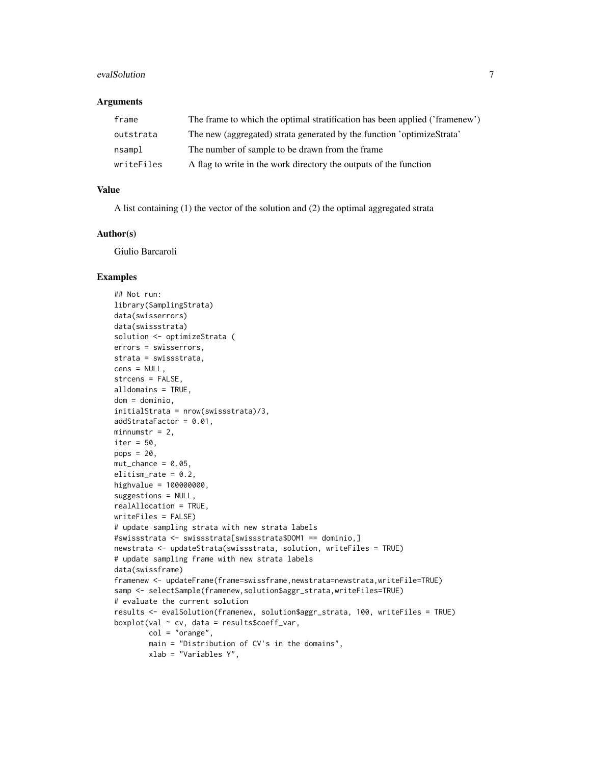### Arguments

| | |
|---|---|
| `frame` | The frame to which the optimal stratification has been applied ('framenew') |
| `outstrata` | The new (aggregated) strata generated by the function 'optimizeStrata' |
| `nsampl` | The number of sample to be drawn from the frame |
| `writeFiles` | A flag to write in the work directory the outputs of the function |

### Value

A list containing (1) the vector of the solution and (2) the optimal aggregated strata

### Author(s)

Giulio Barcaroli

### Examples

```
## Not run:
library(SamplingStrata)
data(swisserrors)
data(swissstrata)
solution <- optimizeStrata (
errors = swisserrors,
strata = swissstrata,
cens = NULL,
strcens = FALSE,
alldomains = TRUE,
dom = dominio,
initialStrata = nrow(swissstrata)/3,
addStrataFactor = 0.01,
minnumstr = 2,
iter = 50,
pops = 20,
mut_chance = 0.05,
elitism_rate = 0.2,
highvalue = 100000000,
suggestions = NULL,
realAllocation = TRUE,
writeFiles = FALSE)
# update sampling strata with new strata labels
#swissstrata <- swissstrata[swissstrata$DOM1 == dominio,]
newstrata <- updateStrata(swissstrata, solution, writeFiles = TRUE)
# update sampling frame with new strata labels
data(swissframe)
framenew <- updateFrame(frame=swissframe,newstrata=newstrata,writeFile=TRUE)
samp <- selectSample(framenew,solution$aggr_strata,writeFiles=TRUE)
# evaluate the current solution
results <- evalSolution(framenew, solution$aggr_strata, 100, writeFiles = TRUE)
boxplot(val ~ cv, data = results$coeff_var,
        col = "orange",
        main = "Distribution of CV's in the domains",
        xlab = "Variables Y",
```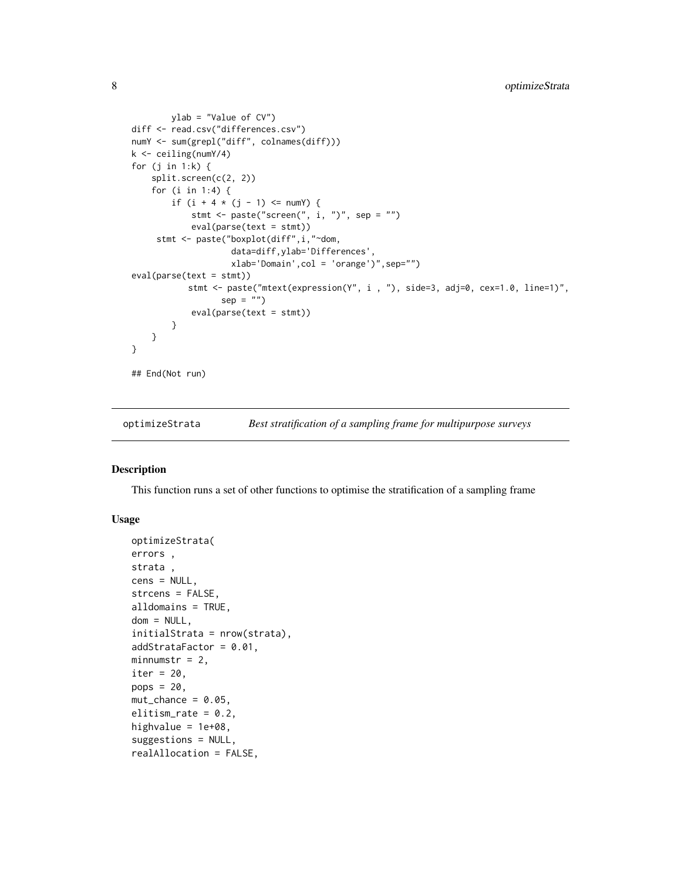```
        ylab = "Value of CV")
diff <- read.csv("differences.csv")
numY <- sum(grepl("diff", colnames(diff)))
k <- ceiling(numY/4)
for (j in 1:k) {
    split.screen(c(2, 2))
    for (i in 1:4) {
        if (i + 4 * (j - 1) <= numY) {
            stmt <- paste("screen(", i, ")", sep = "")
            eval(parse(text = stmt))
     stmt <- paste("boxplot(diff",i,"~dom,
                   data=diff,ylab='Differences',
                   xlab='Domain',col = 'orange')",sep="")
eval(parse(text = stmt))
           stmt <- paste("mtext(expression(Y", i , "), side=3, adj=0, cex=1.0, line=1)",
                  sep = "")
            eval(parse(text = stmt))
        }
    }
}

## End(Not run)
```

---

## optimizeStrata — *Best stratification of a sampling frame for multipurpose surveys*

### Description

This function runs a set of other functions to optimise the stratification of a sampling frame

### Usage

```
optimizeStrata(
errors ,
strata ,
cens = NULL,
strcens = FALSE,
alldomains = TRUE,
dom = NULL,
initialStrata = nrow(strata),
addStrataFactor = 0.01,
minnumstr = 2,
iter = 20,
pops = 20,
mut_chance = 0.05,
elitism_rate = 0.2,
highvalue = 1e+08,
suggestions = NULL,
realAllocation = FALSE,
```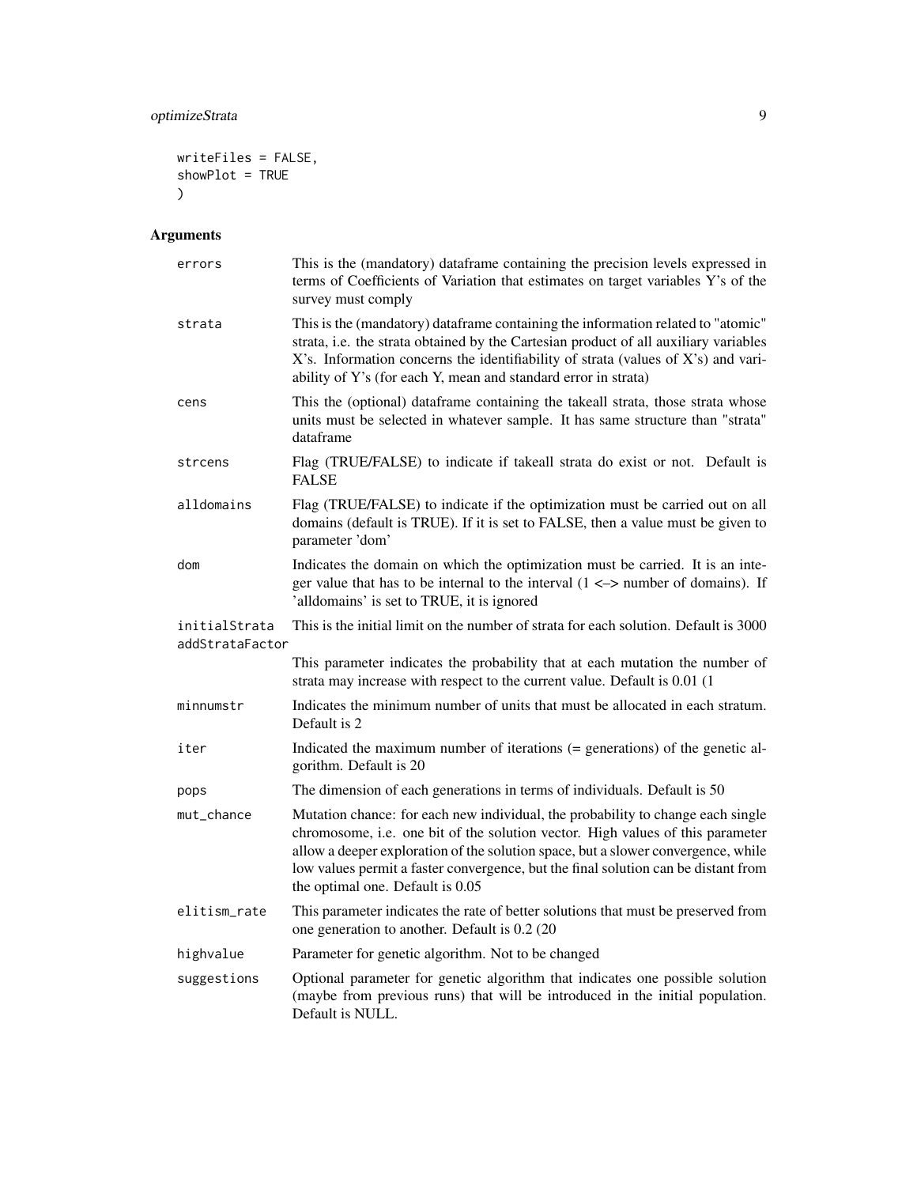```
writeFiles = FALSE,
showPlot = TRUE
)
```

## Arguments

| | |
|---|---|
| errors | This is the (mandatory) dataframe containing the precision levels expressed in terms of Coefficients of Variation that estimates on target variables Y's of the survey must comply |
| strata | This is the (mandatory) dataframe containing the information related to "atomic" strata, i.e. the strata obtained by the Cartesian product of all auxiliary variables X's. Information concerns the identifiability of strata (values of X's) and variability of Y's (for each Y, mean and standard error in strata) |
| cens | This the (optional) dataframe containing the takeall strata, those strata whose units must be selected in whatever sample. It has same structure than "strata" dataframe |
| strcens | Flag (TRUE/FALSE) to indicate if takeall strata do exist or not. Default is FALSE |
| alldomains | Flag (TRUE/FALSE) to indicate if the optimization must be carried out on all domains (default is TRUE). If it is set to FALSE, then a value must be given to parameter 'dom' |
| dom | Indicates the domain on which the optimization must be carried. It is an integer value that has to be internal to the interval (1 <–> number of domains). If 'alldomains' is set to TRUE, it is ignored |
| initialStrata | This is the initial limit on the number of strata for each solution. Default is 3000 |
| addStrataFactor | This parameter indicates the probability that at each mutation the number of strata may increase with respect to the current value. Default is 0.01 (1 |
| minnumstr | Indicates the minimum number of units that must be allocated in each stratum. Default is 2 |
| iter | Indicated the maximum number of iterations (= generations) of the genetic algorithm. Default is 20 |
| pops | The dimension of each generations in terms of individuals. Default is 50 |
| mut_chance | Mutation chance: for each new individual, the probability to change each single chromosome, i.e. one bit of the solution vector. High values of this parameter allow a deeper exploration of the solution space, but a slower convergence, while low values permit a faster convergence, but the final solution can be distant from the optimal one. Default is 0.05 |
| elitism_rate | This parameter indicates the rate of better solutions that must be preserved from one generation to another. Default is 0.2 (20 |
| highvalue | Parameter for genetic algorithm. Not to be changed |
| suggestions | Optional parameter for genetic algorithm that indicates one possible solution (maybe from previous runs) that will be introduced in the initial population. Default is NULL. |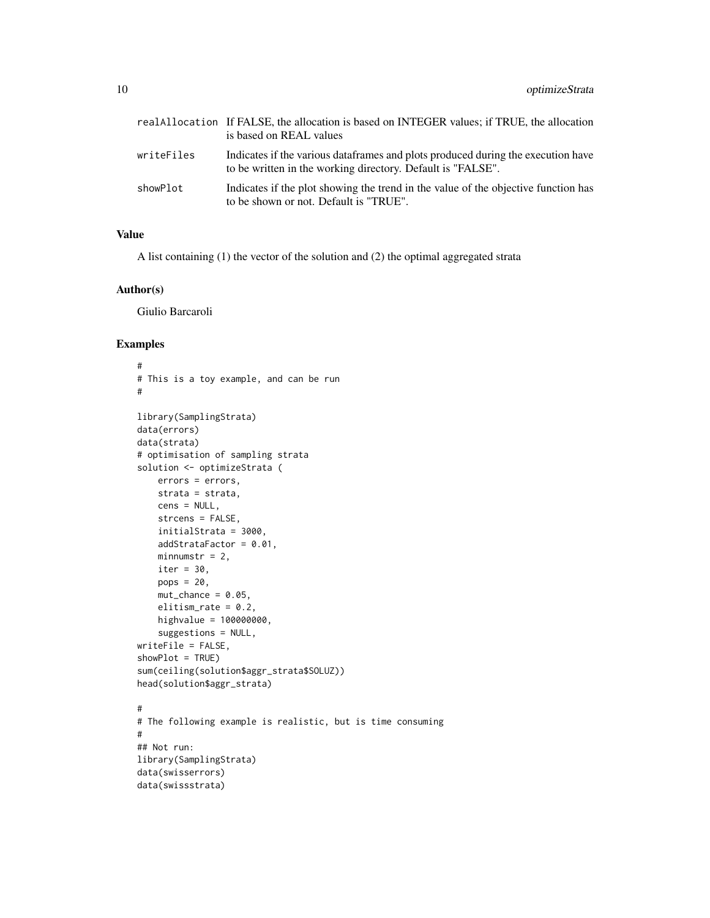| | |
|---|---|
| realAllocation | If FALSE, the allocation is based on INTEGER values; if TRUE, the allocation is based on REAL values |
| writeFiles | Indicates if the various dataframes and plots produced during the execution have to be written in the working directory. Default is "FALSE". |
| showPlot | Indicates if the plot showing the trend in the value of the objective function has to be shown or not. Default is "TRUE". |

### Value

A list containing (1) the vector of the solution and (2) the optimal aggregated strata

### Author(s)

Giulio Barcaroli

### Examples

```
#
# This is a toy example, and can be run
#

library(SamplingStrata)
data(errors)
data(strata)
# optimisation of sampling strata
solution <- optimizeStrata (
    errors = errors,
    strata = strata,
    cens = NULL,
    strcens = FALSE,
    initialStrata = 3000,
    addStrataFactor = 0.01,
    minnumstr = 2,
    iter = 30,
    pops = 20,
    mut_chance = 0.05,
    elitism_rate = 0.2,
    highvalue = 100000000,
    suggestions = NULL,
writeFile = FALSE,
showPlot = TRUE)
sum(ceiling(solution$aggr_strata$SOLUZ))
head(solution$aggr_strata)

#
# The following example is realistic, but is time consuming
#
## Not run:
library(SamplingStrata)
data(swisserrors)
data(swissstrata)
```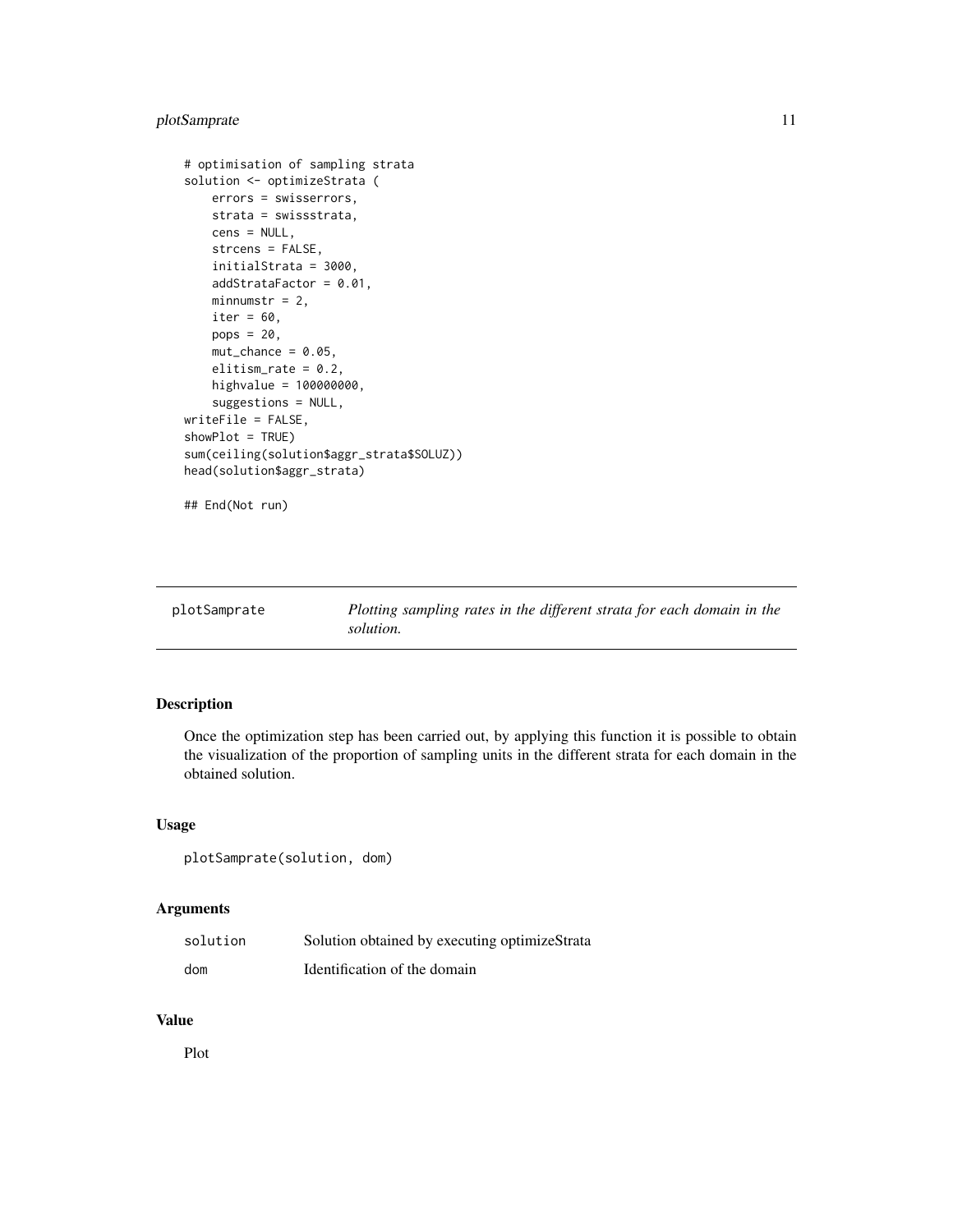```
# optimisation of sampling strata
solution <- optimizeStrata (
    errors = swisserrors,
    strata = swissstrata,
    cens = NULL,
    strcens = FALSE,
    initialStrata = 3000,
    addStrataFactor = 0.01,
    minnumstr = 2,
    iter = 60,
    pops = 20,
    mut_chance = 0.05,
    elitism_rate = 0.2,
    highvalue = 100000000,
    suggestions = NULL,
writeFile = FALSE,
showPlot = TRUE)
sum(ceiling(solution$aggr_strata$SOLUZ))
head(solution$aggr_strata)

## End(Not run)
```

---

## plotSamprate

*Plotting sampling rates in the different strata for each domain in the solution.*

---

### Description

Once the optimization step has been carried out, by applying this function it is possible to obtain the visualization of the proportion of sampling units in the different strata for each domain in the obtained solution.

### Usage

```
plotSamprate(solution, dom)
```

### Arguments

| | |
|---|---|
| `solution` | Solution obtained by executing optimizeStrata |
| `dom` | Identification of the domain |

### Value

Plot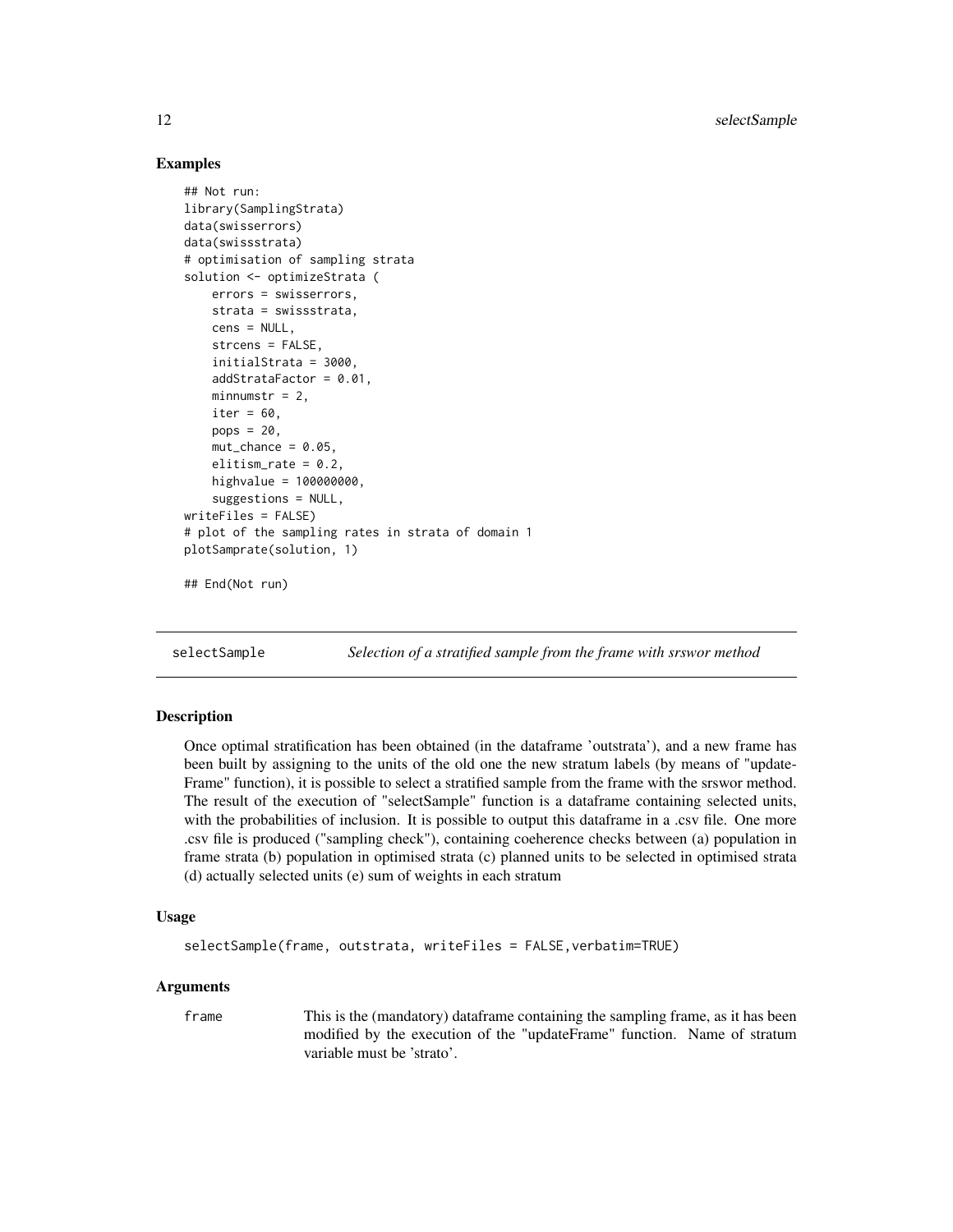## Examples

```
## Not run:
library(SamplingStrata)
data(swisserrors)
data(swissstrata)
# optimisation of sampling strata
solution <- optimizeStrata (
    errors = swisserrors,
    strata = swissstrata,
    cens = NULL,
    strcens = FALSE,
    initialStrata = 3000,
    addStrataFactor = 0.01,
    minnumstr = 2,
    iter = 60,
    pops = 20,
    mut_chance = 0.05,
    elitism_rate = 0.2,
    highvalue = 100000000,
    suggestions = NULL,
writeFiles = FALSE)
# plot of the sampling rates in strata of domain 1
plotSamprate(solution, 1)

## End(Not run)
```

---

# selectSample — *Selection of a stratified sample from the frame with srswor method*

---

## Description

Once optimal stratification has been obtained (in the dataframe 'outstrata'), and a new frame has been built by assigning to the units of the old one the new stratum labels (by means of "updateFrame" function), it is possible to select a stratified sample from the frame with the srswor method. The result of the execution of "selectSample" function is a dataframe containing selected units, with the probabilities of inclusion. It is possible to output this dataframe in a .csv file. One more .csv file is produced ("sampling check"), containing coeherence checks between (a) population in frame strata (b) population in optimised strata (c) planned units to be selected in optimised strata (d) actually selected units (e) sum of weights in each stratum

## Usage

```
selectSample(frame, outstrata, writeFiles = FALSE,verbatim=TRUE)
```

## Arguments

`frame` This is the (mandatory) dataframe containing the sampling frame, as it has been modified by the execution of the "updateFrame" function. Name of stratum variable must be 'strato'.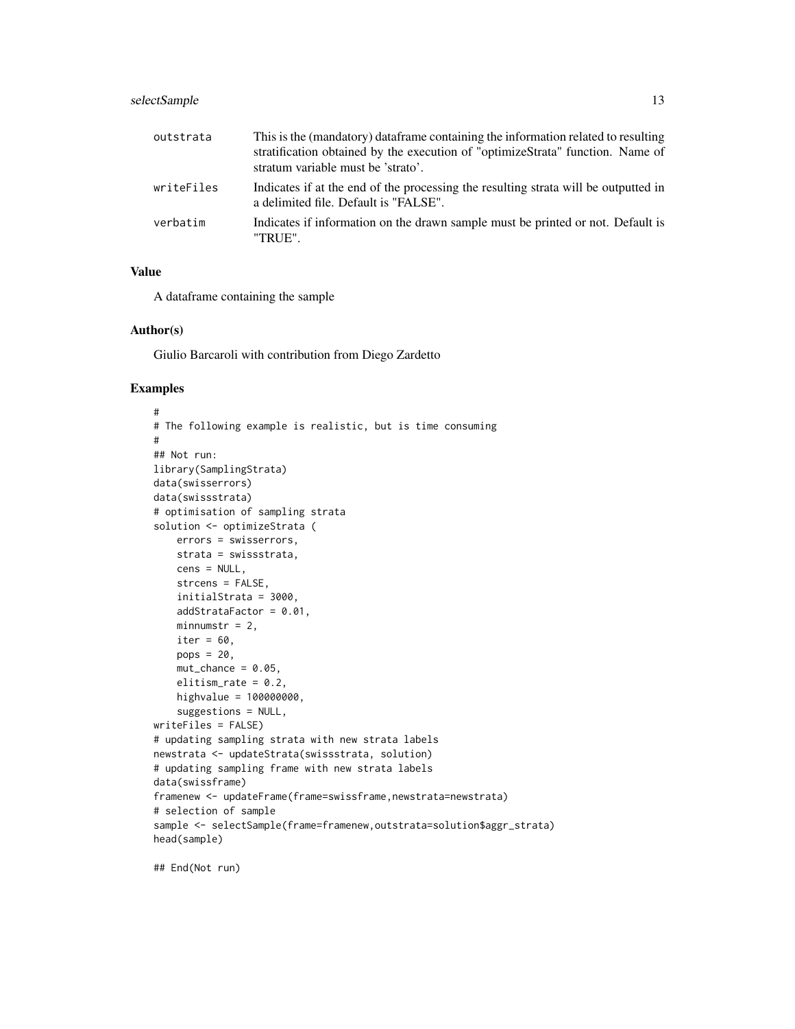| | |
|---|---|
| outstrata | This is the (mandatory) dataframe containing the information related to resulting stratification obtained by the execution of "optimizeStrata" function. Name of stratum variable must be 'strato'. |
| writeFiles | Indicates if at the end of the processing the resulting strata will be outputted in a delimited file. Default is "FALSE". |
| verbatim | Indicates if information on the drawn sample must be printed or not. Default is "TRUE". |

## Value

A dataframe containing the sample

## Author(s)

Giulio Barcaroli with contribution from Diego Zardetto

## Examples

```
#
# The following example is realistic, but is time consuming
#
## Not run:
library(SamplingStrata)
data(swisserrors)
data(swissstrata)
# optimisation of sampling strata
solution <- optimizeStrata (
    errors = swisserrors,
    strata = swissstrata,
    cens = NULL,
    strcens = FALSE,
    initialStrata = 3000,
    addStrataFactor = 0.01,
    minnumstr = 2,
    iter = 60,
    pops = 20,
    mut_chance = 0.05,
    elitism_rate = 0.2,
    highvalue = 100000000,
    suggestions = NULL,
writeFiles = FALSE)
# updating sampling strata with new strata labels
newstrata <- updateStrata(swissstrata, solution)
# updating sampling frame with new strata labels
data(swissframe)
framenew <- updateFrame(frame=swissframe,newstrata=newstrata)
# selection of sample
sample <- selectSample(frame=framenew,outstrata=solution$aggr_strata)
head(sample)

## End(Not run)
```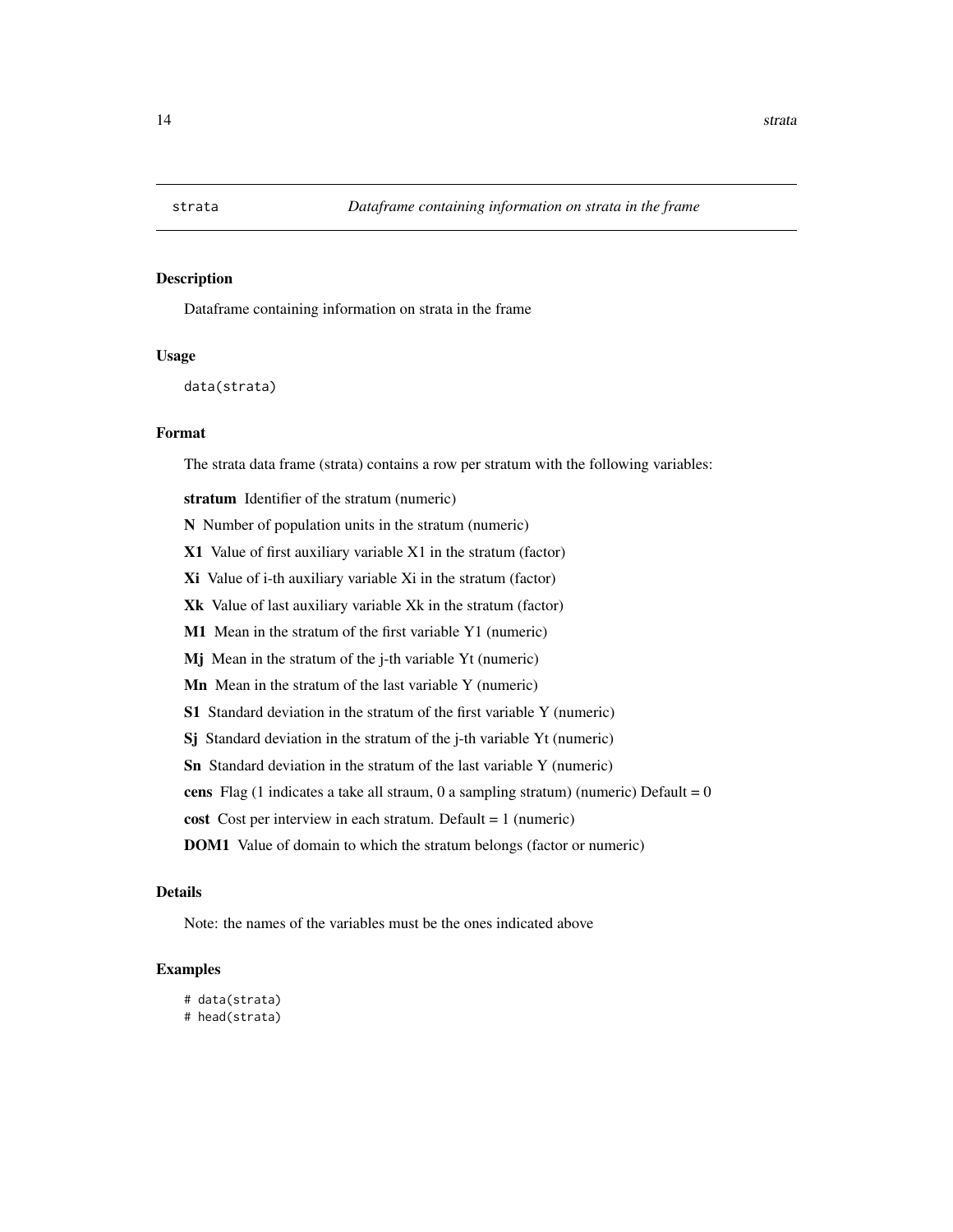# strata — *Dataframe containing information on strata in the frame*

## Description

Dataframe containing information on strata in the frame

## Usage

```
data(strata)
```

## Format

The strata data frame (strata) contains a row per stratum with the following variables:

**stratum** Identifier of the stratum (numeric)

**N** Number of population units in the stratum (numeric)

**X1** Value of first auxiliary variable X1 in the stratum (factor)

**Xi** Value of i-th auxiliary variable Xi in the stratum (factor)

**Xk** Value of last auxiliary variable Xk in the stratum (factor)

**M1** Mean in the stratum of the first variable Y1 (numeric)

**Mj** Mean in the stratum of the j-th variable Yt (numeric)

**Mn** Mean in the stratum of the last variable Y (numeric)

**S1** Standard deviation in the stratum of the first variable Y (numeric)

**Sj** Standard deviation in the stratum of the j-th variable Yt (numeric)

**Sn** Standard deviation in the stratum of the last variable Y (numeric)

**cens** Flag (1 indicates a take all straum, 0 a sampling stratum) (numeric) Default = 0

**cost** Cost per interview in each stratum. Default = 1 (numeric)

**DOM1** Value of domain to which the stratum belongs (factor or numeric)

## Details

Note: the names of the variables must be the ones indicated above

## Examples

```
# data(strata)
# head(strata)
```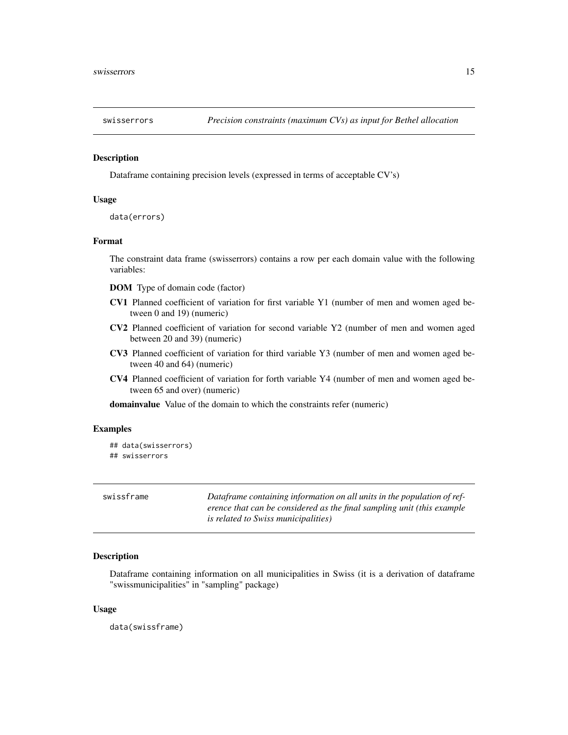## swisserrors — *Precision constraints (maximum CVs) as input for Bethel allocation*

### Description

Dataframe containing precision levels (expressed in terms of acceptable CV's)

### Usage

```
data(errors)
```

### Format

The constraint data frame (swisserrors) contains a row per each domain value with the following variables:

- **DOM** Type of domain code (factor)
- **CV1** Planned coefficient of variation for first variable Y1 (number of men and women aged between 0 and 19) (numeric)
- **CV2** Planned coefficient of variation for second variable Y2 (number of men and women aged between 20 and 39) (numeric)
- **CV3** Planned coefficient of variation for third variable Y3 (number of men and women aged between 40 and 64) (numeric)
- **CV4** Planned coefficient of variation for forth variable Y4 (number of men and women aged between 65 and over) (numeric)
- **domainvalue** Value of the domain to which the constraints refer (numeric)

### Examples

```
## data(swisserrors)
## swisserrors
```

## swissframe — *Dataframe containing information on all units in the population of reference that can be considered as the final sampling unit (this example is related to Swiss municipalities)*

### Description

Dataframe containing information on all municipalities in Swiss (it is a derivation of dataframe "swissmunicipalities" in "sampling" package)

### Usage

```
data(swissframe)
```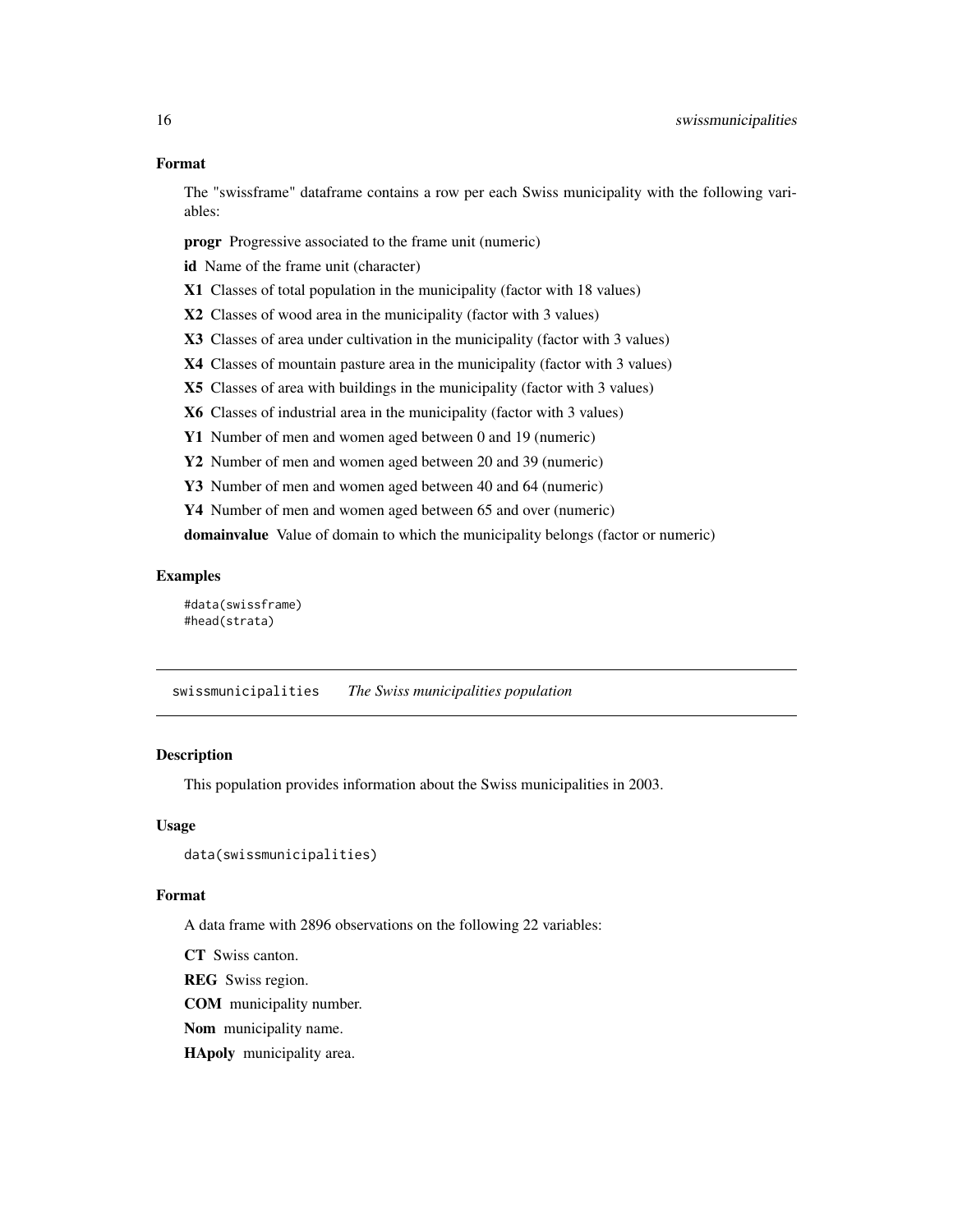### Format

The "swissframe" dataframe contains a row per each Swiss municipality with the following variables:

**progr** Progressive associated to the frame unit (numeric)

**id** Name of the frame unit (character)

**X1** Classes of total population in the municipality (factor with 18 values)

**X2** Classes of wood area in the municipality (factor with 3 values)

**X3** Classes of area under cultivation in the municipality (factor with 3 values)

**X4** Classes of mountain pasture area in the municipality (factor with 3 values)

**X5** Classes of area with buildings in the municipality (factor with 3 values)

**X6** Classes of industrial area in the municipality (factor with 3 values)

**Y1** Number of men and women aged between 0 and 19 (numeric)

**Y2** Number of men and women aged between 20 and 39 (numeric)

**Y3** Number of men and women aged between 40 and 64 (numeric)

**Y4** Number of men and women aged between 65 and over (numeric)

**domainvalue** Value of domain to which the municipality belongs (factor or numeric)

### Examples

```
#data(swissframe)
#head(strata)
```

---

## swissmunicipalities *The Swiss municipalities population*

---

### Description

This population provides information about the Swiss municipalities in 2003.

### Usage

```
data(swissmunicipalities)
```

### Format

A data frame with 2896 observations on the following 22 variables:

**CT** Swiss canton.

**REG** Swiss region.

**COM** municipality number.

**Nom** municipality name.

**HApoly** municipality area.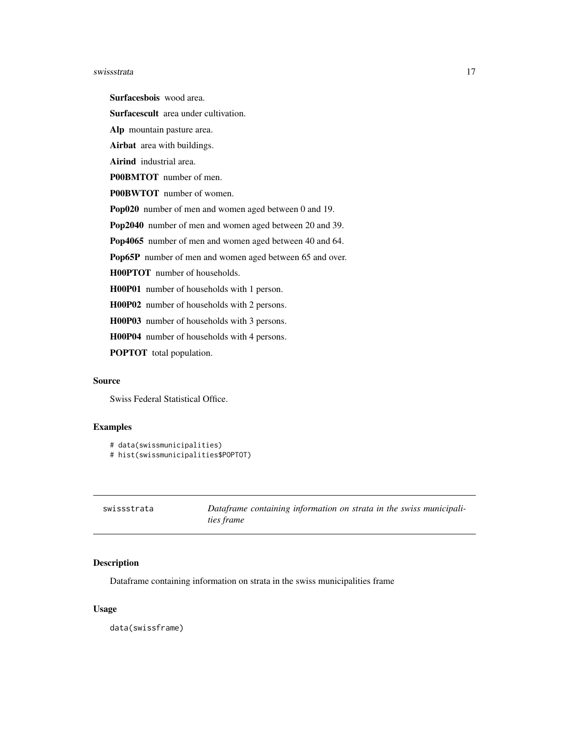**Surfacesbois** wood area.

**Surfacescult** area under cultivation.

**Alp** mountain pasture area.

**Airbat** area with buildings.

**Airind** industrial area.

**P00BMTOT** number of men.

**P00BWTOT** number of women.

**Pop020** number of men and women aged between 0 and 19.

**Pop2040** number of men and women aged between 20 and 39.

**Pop4065** number of men and women aged between 40 and 64.

**Pop65P** number of men and women aged between 65 and over.

**H00PTOT** number of households.

**H00P01** number of households with 1 person.

**H00P02** number of households with 2 persons.

**H00P03** number of households with 3 persons.

**H00P04** number of households with 4 persons.

**POPTOT** total population.

## Source

Swiss Federal Statistical Office.

## Examples

```
# data(swissmunicipalities)
# hist(swissmunicipalities$POPTOT)
```

---

`swissstrata` *Dataframe containing information on strata in the swiss municipalities frame*

---

## Description

Dataframe containing information on strata in the swiss municipalities frame

## Usage

```
data(swissframe)
```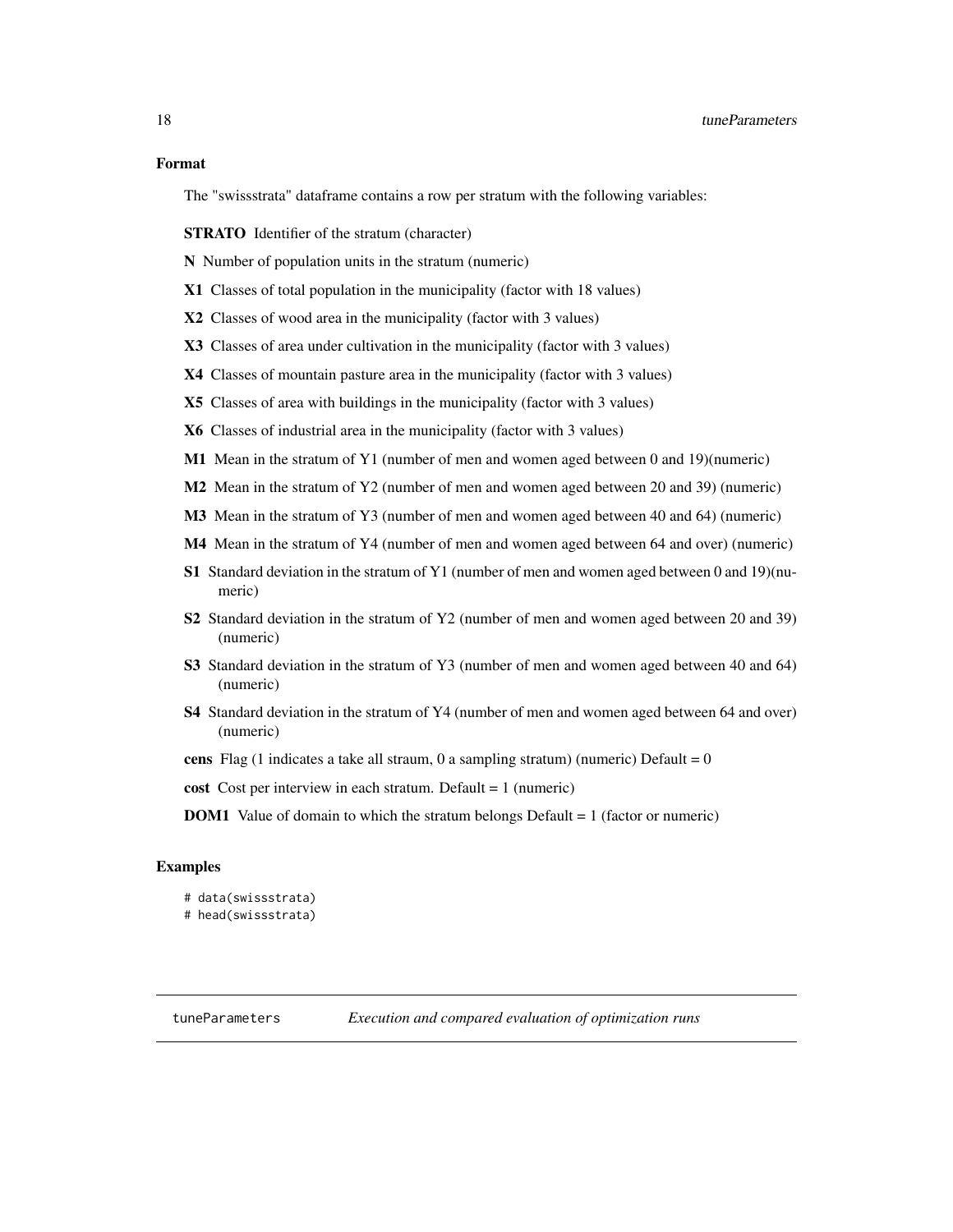### Format

The "swissstrata" dataframe contains a row per stratum with the following variables:

**STRATO** Identifier of the stratum (character)

**N** Number of population units in the stratum (numeric)

**X1** Classes of total population in the municipality (factor with 18 values)

**X2** Classes of wood area in the municipality (factor with 3 values)

**X3** Classes of area under cultivation in the municipality (factor with 3 values)

**X4** Classes of mountain pasture area in the municipality (factor with 3 values)

**X5** Classes of area with buildings in the municipality (factor with 3 values)

**X6** Classes of industrial area in the municipality (factor with 3 values)

**M1** Mean in the stratum of Y1 (number of men and women aged between 0 and 19)(numeric)

**M2** Mean in the stratum of Y2 (number of men and women aged between 20 and 39) (numeric)

**M3** Mean in the stratum of Y3 (number of men and women aged between 40 and 64) (numeric)

**M4** Mean in the stratum of Y4 (number of men and women aged between 64 and over) (numeric)

**S1** Standard deviation in the stratum of Y1 (number of men and women aged between 0 and 19)(numeric)

**S2** Standard deviation in the stratum of Y2 (number of men and women aged between 20 and 39) (numeric)

**S3** Standard deviation in the stratum of Y3 (number of men and women aged between 40 and 64) (numeric)

**S4** Standard deviation in the stratum of Y4 (number of men and women aged between 64 and over) (numeric)

**cens** Flag (1 indicates a take all straum, 0 a sampling stratum) (numeric) Default = 0

**cost** Cost per interview in each stratum. Default = 1 (numeric)

**DOM1** Value of domain to which the stratum belongs Default = 1 (factor or numeric)

### Examples

```
# data(swissstrata)
# head(swissstrata)
```

---

tuneParameters *Execution and compared evaluation of optimization runs*

---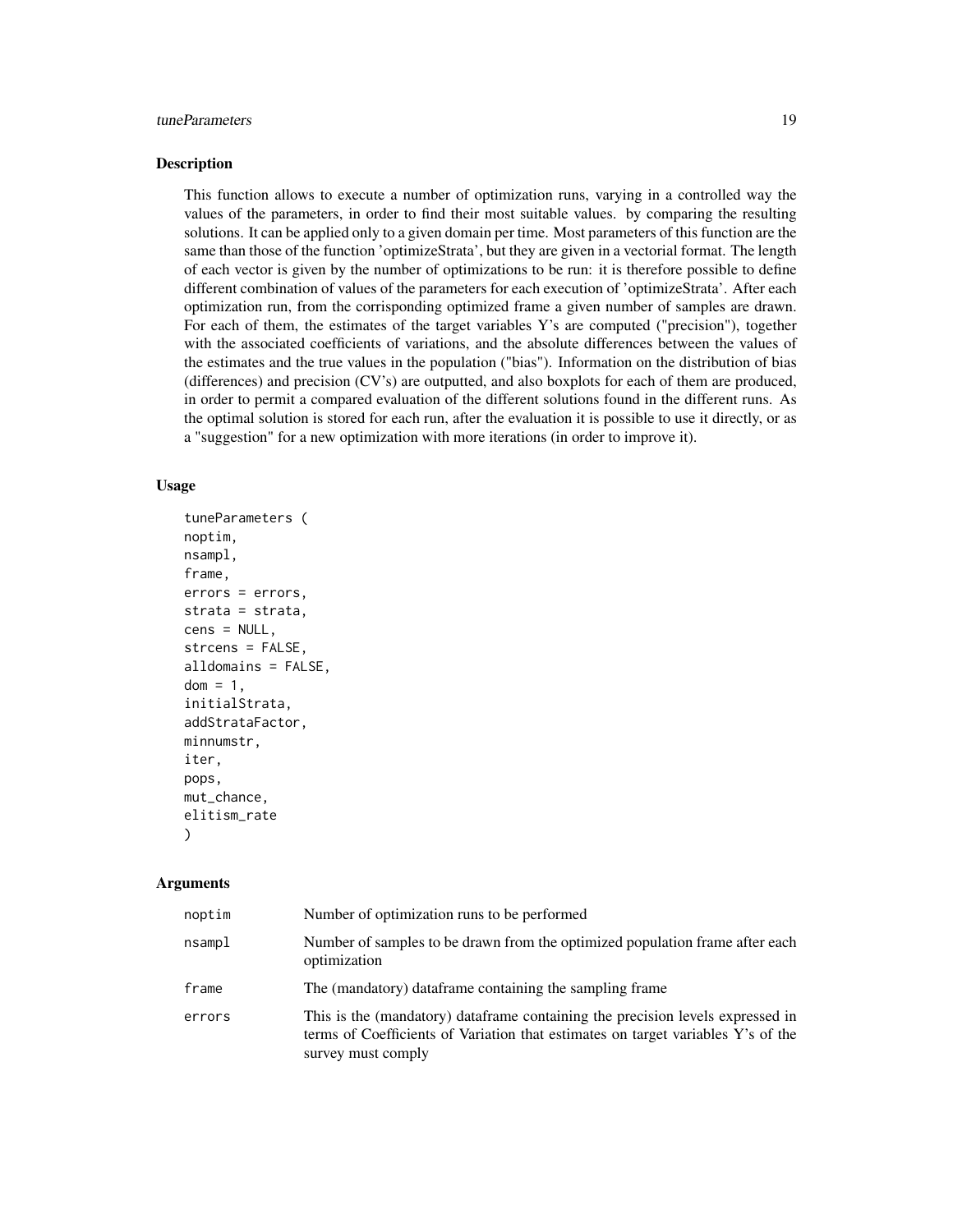## Description

This function allows to execute a number of optimization runs, varying in a controlled way the values of the parameters, in order to find their most suitable values. by comparing the resulting solutions. It can be applied only to a given domain per time. Most parameters of this function are the same than those of the function 'optimizeStrata', but they are given in a vectorial format. The length of each vector is given by the number of optimizations to be run: it is therefore possible to define different combination of values of the parameters for each execution of 'optimizeStrata'. After each optimization run, from the corrisponding optimized frame a given number of samples are drawn. For each of them, the estimates of the target variables Y's are computed ("precision"), together with the associated coefficients of variations, and the absolute differences between the values of the estimates and the true values in the population ("bias"). Information on the distribution of bias (differences) and precision (CV's) are outputted, and also boxplots for each of them are produced, in order to permit a compared evaluation of the different solutions found in the different runs. As the optimal solution is stored for each run, after the evaluation it is possible to use it directly, or as a "suggestion" for a new optimization with more iterations (in order to improve it).

## Usage

```
tuneParameters (
noptim,
nsampl,
frame,
errors = errors,
strata = strata,
cens = NULL,
strcens = FALSE,
alldomains = FALSE,
dom = 1,
initialStrata,
addStrataFactor,
minnumstr,
iter,
pops,
mut_chance,
elitism_rate
)
```

## Arguments

| | |
|---|---|
| `noptim` | Number of optimization runs to be performed |
| `nsampl` | Number of samples to be drawn from the optimized population frame after each optimization |
| `frame` | The (mandatory) dataframe containing the sampling frame |
| `errors` | This is the (mandatory) dataframe containing the precision levels expressed in terms of Coefficients of Variation that estimates on target variables Y's of the survey must comply |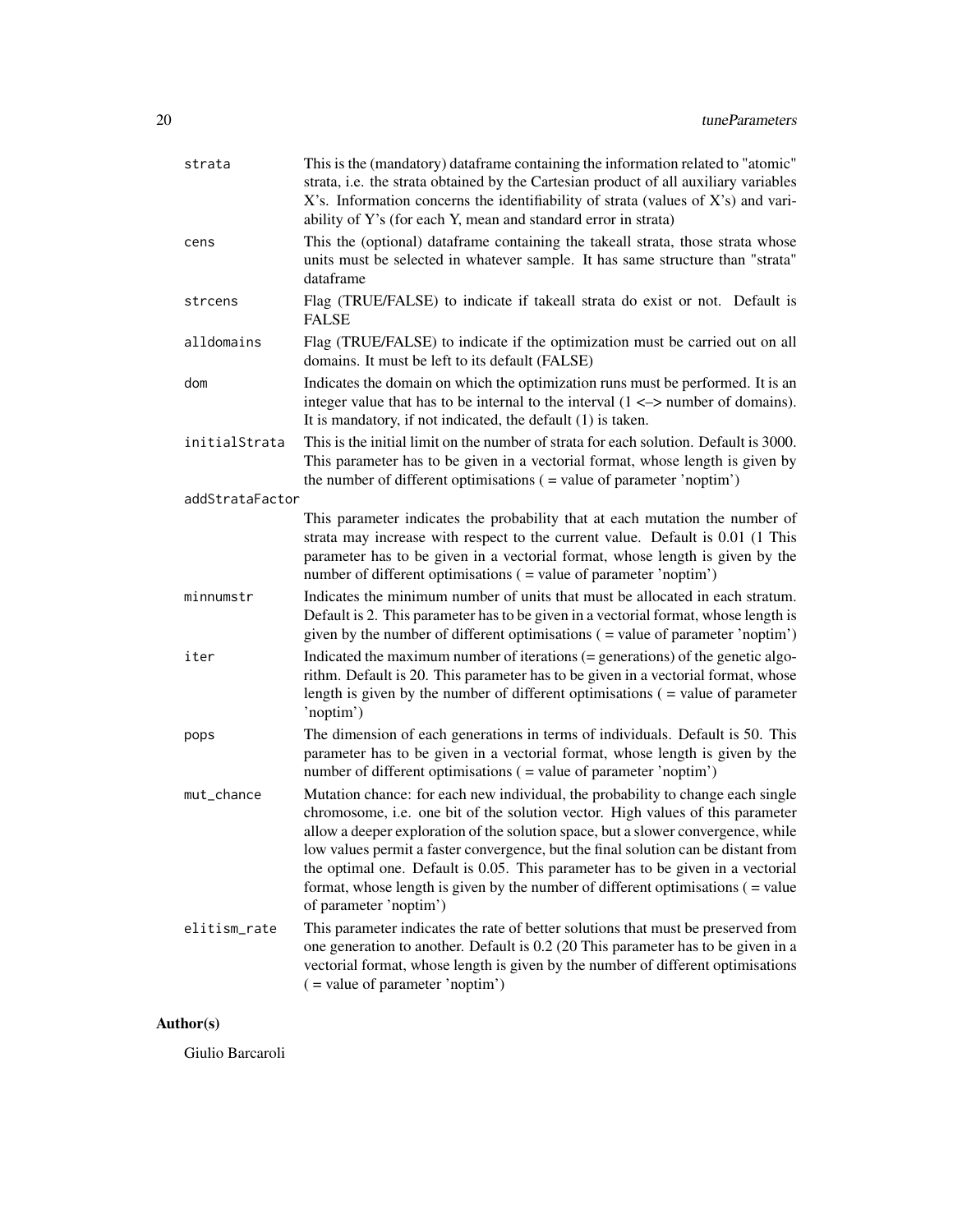| | |
|---|---|
| `strata` | This is the (mandatory) dataframe containing the information related to "atomic" strata, i.e. the strata obtained by the Cartesian product of all auxiliary variables X's. Information concerns the identifiability of strata (values of X's) and variability of Y's (for each Y, mean and standard error in strata) |
| `cens` | This the (optional) dataframe containing the takeall strata, those strata whose units must be selected in whatever sample. It has same structure than "strata" dataframe |
| `strcens` | Flag (TRUE/FALSE) to indicate if takeall strata do exist or not. Default is FALSE |
| `alldomains` | Flag (TRUE/FALSE) to indicate if the optimization must be carried out on all domains. It must be left to its default (FALSE) |
| `dom` | Indicates the domain on which the optimization runs must be performed. It is an integer value that has to be internal to the interval (1 <–> number of domains). It is mandatory, if not indicated, the default (1) is taken. |
| `initialStrata` | This is the initial limit on the number of strata for each solution. Default is 3000. This parameter has to be given in a vectorial format, whose length is given by the number of different optimisations ( = value of parameter 'noptim') |
| `addStrataFactor` | This parameter indicates the probability that at each mutation the number of strata may increase with respect to the current value. Default is 0.01 (1 This parameter has to be given in a vectorial format, whose length is given by the number of different optimisations ( = value of parameter 'noptim') |
| `minnumstr` | Indicates the minimum number of units that must be allocated in each stratum. Default is 2. This parameter has to be given in a vectorial format, whose length is given by the number of different optimisations ( = value of parameter 'noptim') |
| `iter` | Indicated the maximum number of iterations (= generations) of the genetic algorithm. Default is 20. This parameter has to be given in a vectorial format, whose length is given by the number of different optimisations ( = value of parameter 'noptim') |
| `pops` | The dimension of each generations in terms of individuals. Default is 50. This parameter has to be given in a vectorial format, whose length is given by the number of different optimisations ( = value of parameter 'noptim') |
| `mut_chance` | Mutation chance: for each new individual, the probability to change each single chromosome, i.e. one bit of the solution vector. High values of this parameter allow a deeper exploration of the solution space, but a slower convergence, while low values permit a faster convergence, but the final solution can be distant from the optimal one. Default is 0.05. This parameter has to be given in a vectorial format, whose length is given by the number of different optimisations ( = value of parameter 'noptim') |
| `elitism_rate` | This parameter indicates the rate of better solutions that must be preserved from one generation to another. Default is 0.2 (20 This parameter has to be given in a vectorial format, whose length is given by the number of different optimisations ( = value of parameter 'noptim') |

## Author(s)

Giulio Barcaroli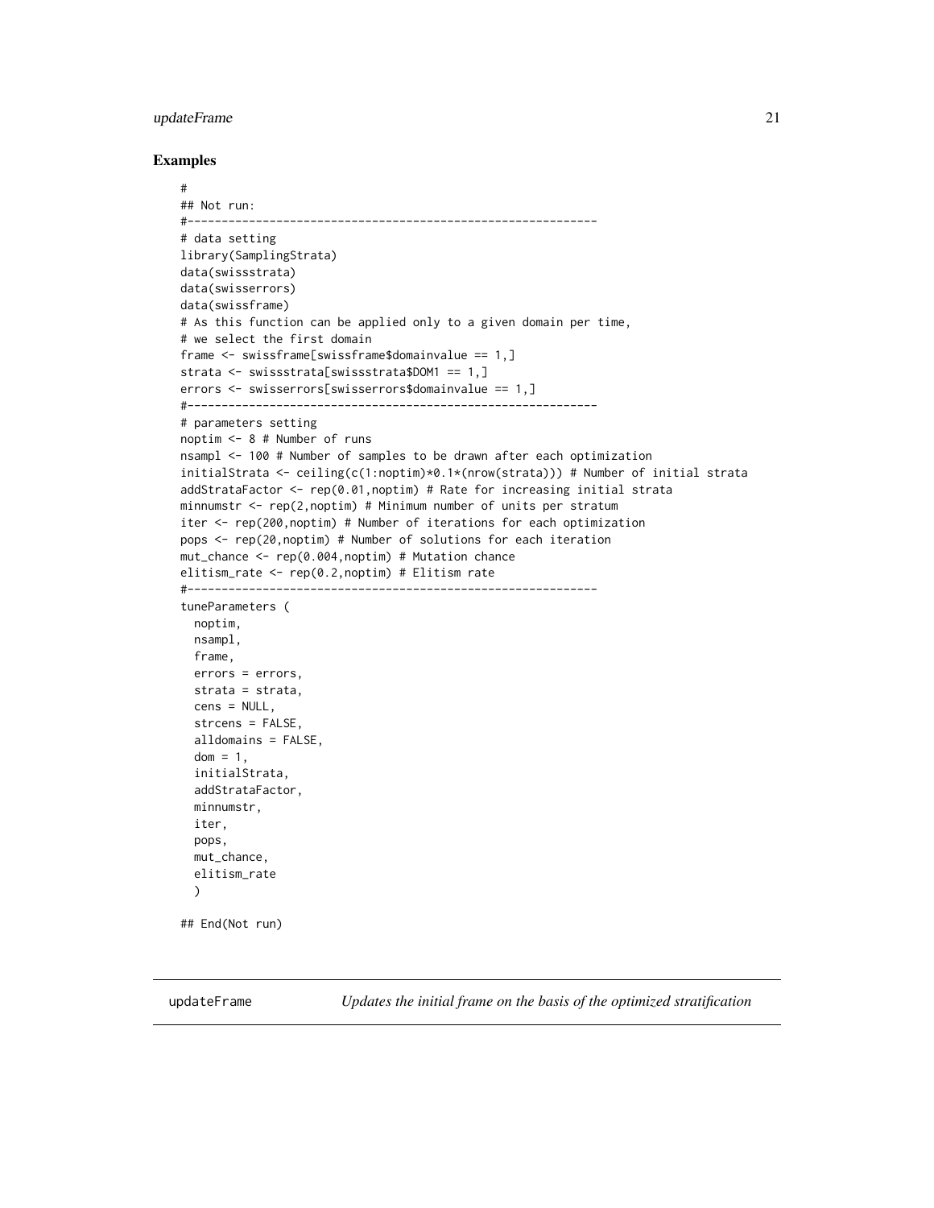## Examples

```
#
## Not run:
#------------------------------------------------------------
# data setting
library(SamplingStrata)
data(swissstrata)
data(swisserrors)
data(swissframe)
# As this function can be applied only to a given domain per time,
# we select the first domain
frame <- swissframe[swissframe$domainvalue == 1,]
strata <- swissstrata[swissstrata$DOM1 == 1,]
errors <- swisserrors[swisserrors$domainvalue == 1,]
#------------------------------------------------------------
# parameters setting
noptim <- 8 # Number of runs
nsampl <- 100 # Number of samples to be drawn after each optimization
initialStrata <- ceiling(c(1:noptim)*0.1*(nrow(strata))) # Number of initial strata
addStrataFactor <- rep(0.01,noptim) # Rate for increasing initial strata
minnumstr <- rep(2,noptim) # Minimum number of units per stratum
iter <- rep(200,noptim) # Number of iterations for each optimization
pops <- rep(20,noptim) # Number of solutions for each iteration
mut_chance <- rep(0.004,noptim) # Mutation chance
elitism_rate <- rep(0.2,noptim) # Elitism rate
#------------------------------------------------------------
tuneParameters (
  noptim,
  nsampl,
  frame,
  errors = errors,
  strata = strata,
  cens = NULL,
  strcens = FALSE,
  alldomains = FALSE,
  dom = 1,
  initialStrata,
  addStrataFactor,
  minnumstr,
  iter,
  pops,
  mut_chance,
  elitism_rate
  )

## End(Not run)
```

---

updateFrame — *Updates the initial frame on the basis of the optimized stratification*

---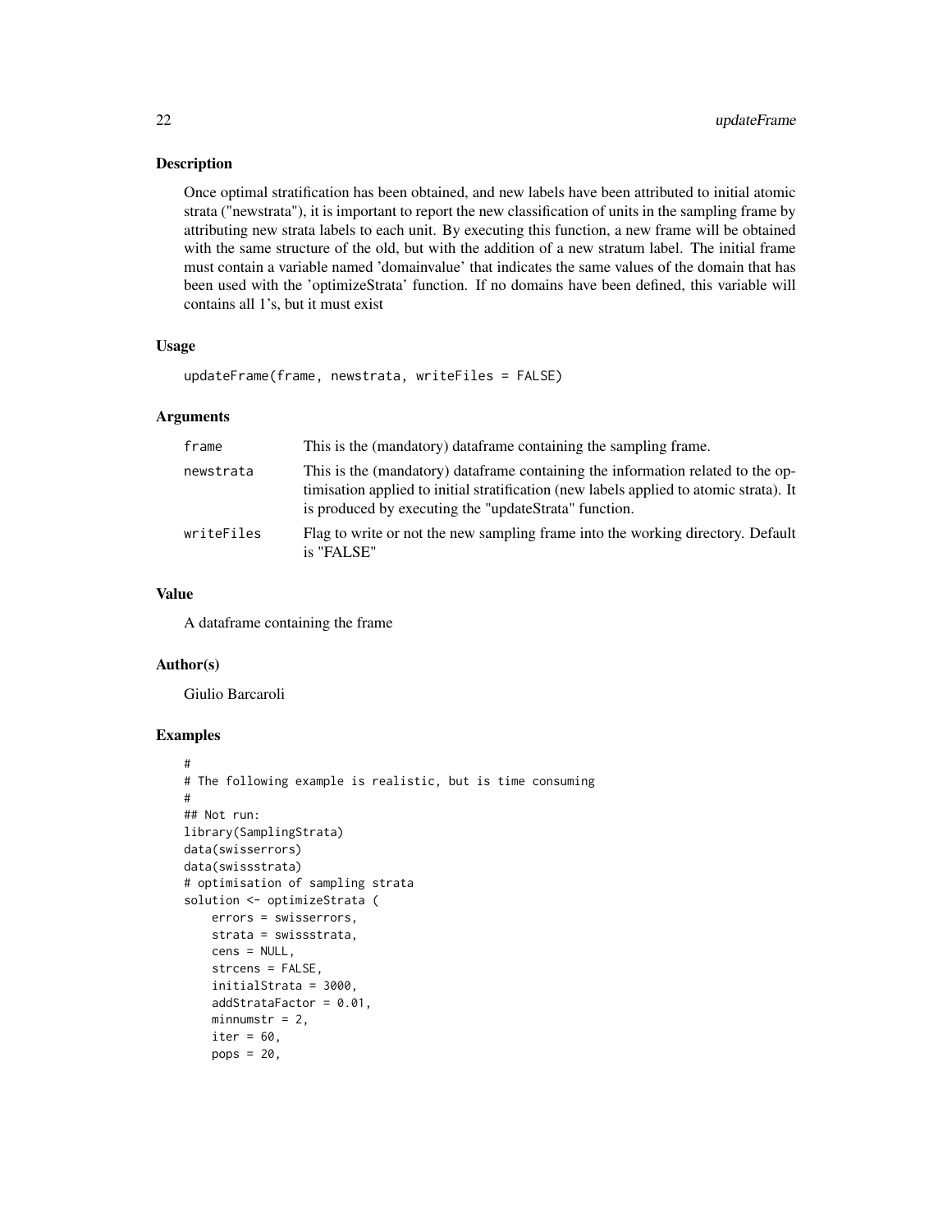## Description

Once optimal stratification has been obtained, and new labels have been attributed to initial atomic strata ("newstrata"), it is important to report the new classification of units in the sampling frame by attributing new strata labels to each unit. By executing this function, a new frame will be obtained with the same structure of the old, but with the addition of a new stratum label. The initial frame must contain a variable named 'domainvalue' that indicates the same values of the domain that has been used with the 'optimizeStrata' function. If no domains have been defined, this variable will contains all 1's, but it must exist

## Usage

```
updateFrame(frame, newstrata, writeFiles = FALSE)
```

## Arguments

| | |
|---|---|
| frame | This is the (mandatory) dataframe containing the sampling frame. |
| newstrata | This is the (mandatory) dataframe containing the information related to the optimisation applied to initial stratification (new labels applied to atomic strata). It is produced by executing the "updateStrata" function. |
| writeFiles | Flag to write or not the new sampling frame into the working directory. Default is "FALSE" |

## Value

A dataframe containing the frame

## Author(s)

Giulio Barcaroli

## Examples

```
#
# The following example is realistic, but is time consuming
#
## Not run:
library(SamplingStrata)
data(swisserrors)
data(swissstrata)
# optimisation of sampling strata
solution <- optimizeStrata (
    errors = swisserrors,
    strata = swissstrata,
    cens = NULL,
    strcens = FALSE,
    initialStrata = 3000,
    addStrataFactor = 0.01,
    minnumstr = 2,
    iter = 60,
    pops = 20,
```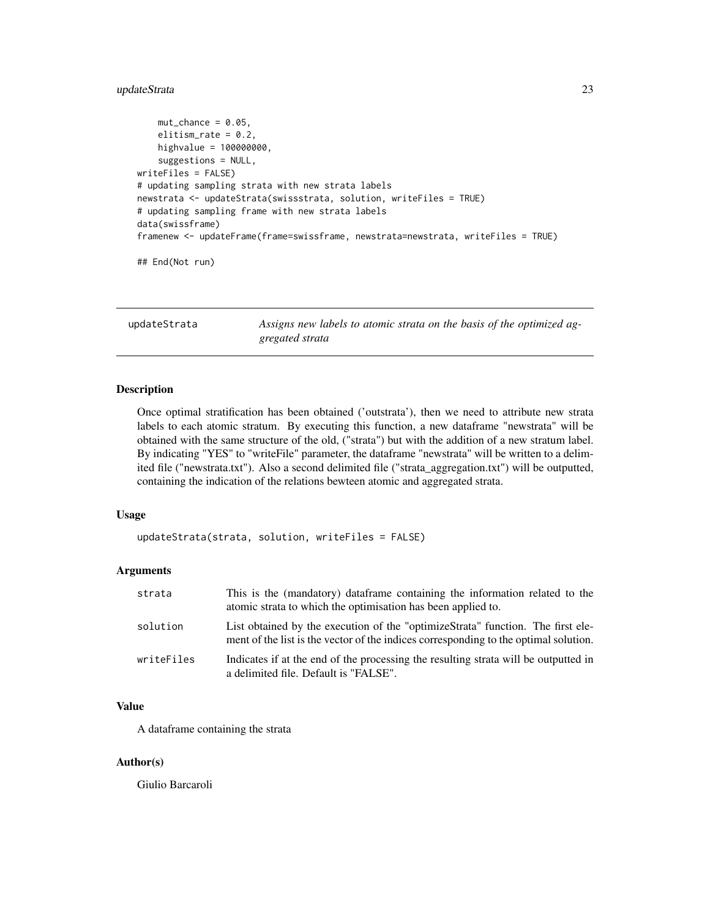```
    mut_chance = 0.05,
    elitism_rate = 0.2,
    highvalue = 100000000,
    suggestions = NULL,
writeFiles = FALSE)
# updating sampling strata with new strata labels
newstrata <- updateStrata(swissstrata, solution, writeFiles = TRUE)
# updating sampling frame with new strata labels
data(swissframe)
framenew <- updateFrame(frame=swissframe, newstrata=newstrata, writeFiles = TRUE)

## End(Not run)
```

---

## updateStrata — *Assigns new labels to atomic strata on the basis of the optimized aggregated strata*

---

### Description

Once optimal stratification has been obtained ('outstrata'), then we need to attribute new strata labels to each atomic stratum. By executing this function, a new dataframe "newstrata" will be obtained with the same structure of the old, ("strata") but with the addition of a new stratum label. By indicating "YES" to "writeFile" parameter, the dataframe "newstrata" will be written to a delimited file ("newstrata.txt"). Also a second delimited file ("strata_aggregation.txt") will be outputted, containing the indication of the relations bewteen atomic and aggregated strata.

### Usage

```
updateStrata(strata, solution, writeFiles = FALSE)
```

### Arguments

| | |
|---|---|
| `strata` | This is the (mandatory) dataframe containing the information related to the atomic strata to which the optimisation has been applied to. |
| `solution` | List obtained by the execution of the "optimizeStrata" function. The first element of the list is the vector of the indices corresponding to the optimal solution. |
| `writeFiles` | Indicates if at the end of the processing the resulting strata will be outputted in a delimited file. Default is "FALSE". |

### Value

A dataframe containing the strata

### Author(s)

Giulio Barcaroli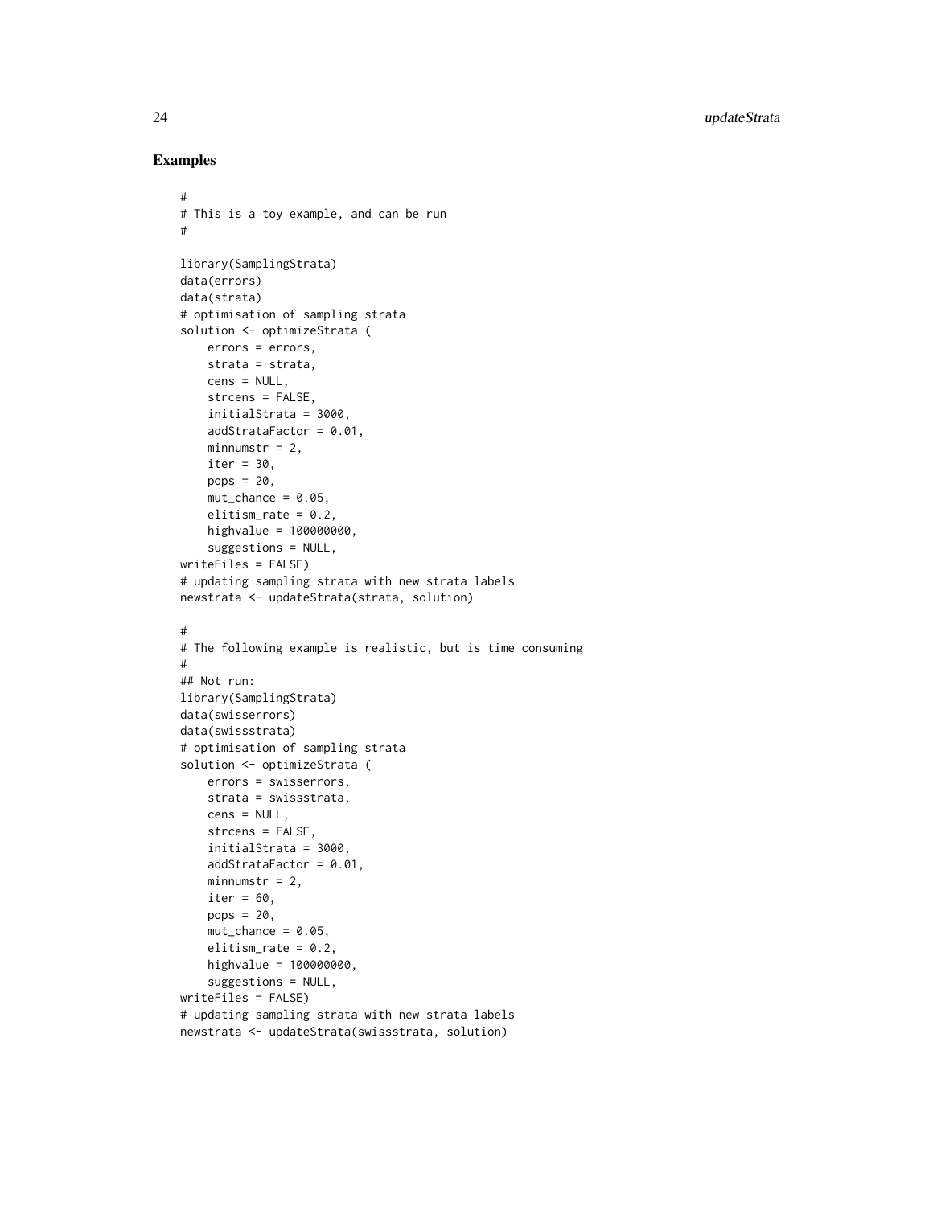## Examples

```
#
# This is a toy example, and can be run
#

library(SamplingStrata)
data(errors)
data(strata)
# optimisation of sampling strata
solution <- optimizeStrata (
    errors = errors,
    strata = strata,
    cens = NULL,
    strcens = FALSE,
    initialStrata = 3000,
    addStrataFactor = 0.01,
    minnumstr = 2,
    iter = 30,
    pops = 20,
    mut_chance = 0.05,
    elitism_rate = 0.2,
    highvalue = 100000000,
    suggestions = NULL,
writeFiles = FALSE)
# updating sampling strata with new strata labels
newstrata <- updateStrata(strata, solution)

#
# The following example is realistic, but is time consuming
#
## Not run:
library(SamplingStrata)
data(swisserrors)
data(swissstrata)
# optimisation of sampling strata
solution <- optimizeStrata (
    errors = swisserrors,
    strata = swissstrata,
    cens = NULL,
    strcens = FALSE,
    initialStrata = 3000,
    addStrataFactor = 0.01,
    minnumstr = 2,
    iter = 60,
    pops = 20,
    mut_chance = 0.05,
    elitism_rate = 0.2,
    highvalue = 100000000,
    suggestions = NULL,
writeFiles = FALSE)
# updating sampling strata with new strata labels
newstrata <- updateStrata(swissstrata, solution)
```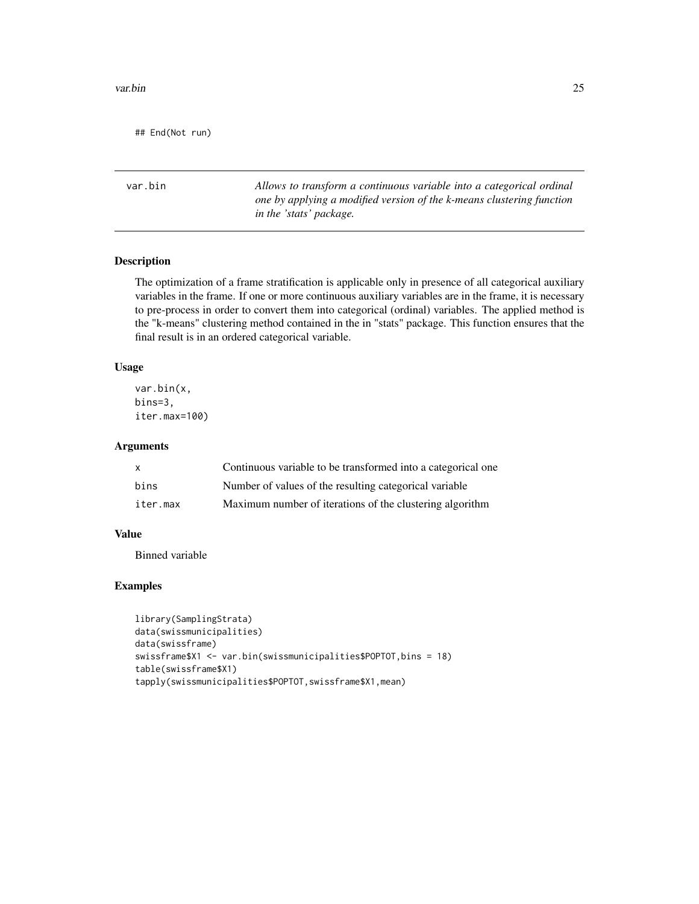```
## End(Not run)
```

---

| var.bin | *Allows to transform a continuous variable into a categorical ordinal one by applying a modified version of the k-means clustering function in the 'stats' package.* |
|---|---|

### Description

The optimization of a frame stratification is applicable only in presence of all categorical auxiliary variables in the frame. If one or more continuous auxiliary variables are in the frame, it is necessary to pre-process in order to convert them into categorical (ordinal) variables. The applied method is the "k-means" clustering method contained in the in "stats" package. This function ensures that the final result is in an ordered categorical variable.

### Usage

```
var.bin(x,
bins=3,
iter.max=100)
```

### Arguments

| | |
|---|---|
| x | Continuous variable to be transformed into a categorical one |
| bins | Number of values of the resulting categorical variable |
| iter.max | Maximum number of iterations of the clustering algorithm |

### Value

Binned variable

### Examples

```
library(SamplingStrata)
data(swissmunicipalities)
data(swissframe)
swissframe$X1 <- var.bin(swissmunicipalities$POPTOT,bins = 18)
table(swissframe$X1)
tapply(swissmunicipalities$POPTOT,swissframe$X1,mean)
```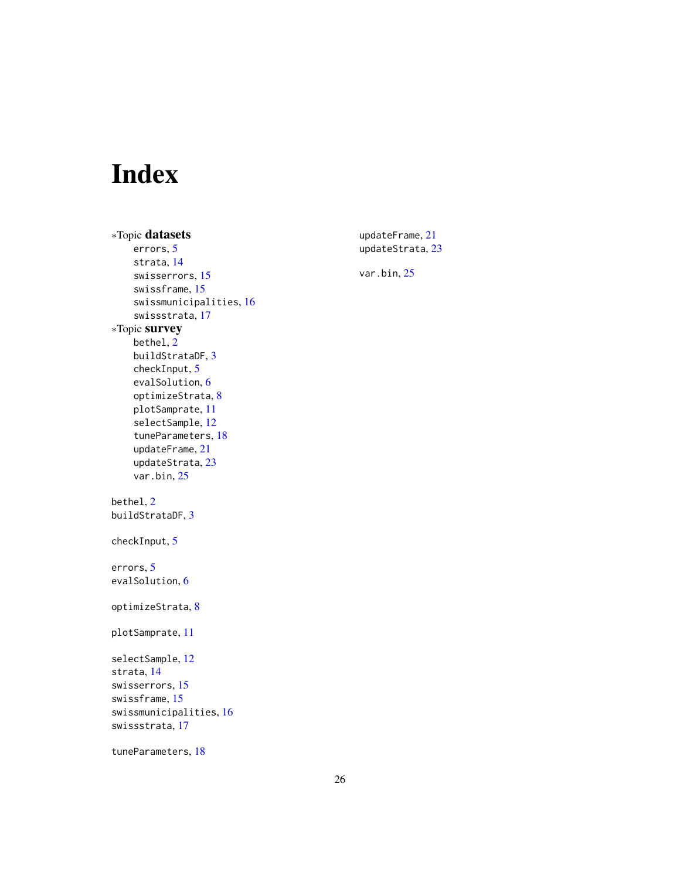# Index

∗Topic **datasets**

- errors, 5
- strata, 14
- swisserrors, 15
- swissframe, 15
- swissmunicipalities, 16
- swissstrata, 17

∗Topic **survey**

- bethel, 2
- buildStrataDF, 3
- checkInput, 5
- evalSolution, 6
- optimizeStrata, 8
- plotSamprate, 11
- selectSample, 12
- tuneParameters, 18
- updateFrame, 21
- updateStrata, 23
- var.bin, 25

bethel, 2
buildStrataDF, 3

checkInput, 5

errors, 5
evalSolution, 6

optimizeStrata, 8

plotSamprate, 11

selectSample, 12
strata, 14
swisserrors, 15
swissframe, 15
swissmunicipalities, 16
swissstrata, 17

tuneParameters, 18

updateFrame, 21
updateStrata, 23

var.bin, 25